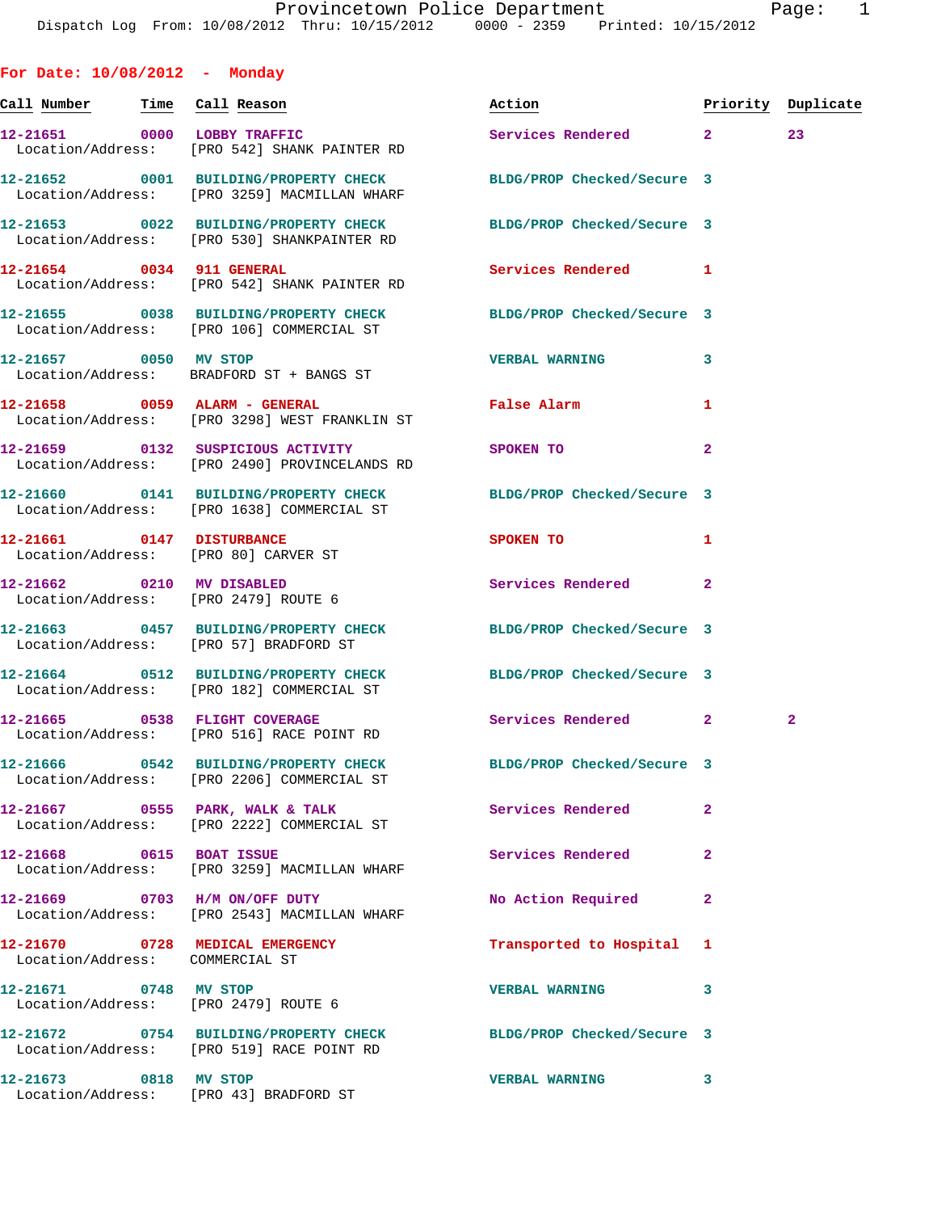Provincetown Police Department
Dispatch Log From: 10/08/2012 Thru: 10/15/2012 0000 - 2359 Printed: 10/15/2012

**For Date: 10/08/2012 - Monday**

| Call Number | Time | Call Reason | Action | Priority | Duplicate |
|---|---|---|---|---|---|
| 12-21651 | 0000 | LOBBY TRAFFIC | Services Rendered | 2 | 23 |
| Location/Address: | | [PRO 542] SHANK PAINTER RD | | | |
| 12-21652 | 0001 | BUILDING/PROPERTY CHECK | BLDG/PROP Checked/Secure | 3 | |
| Location/Address: | | [PRO 3259] MACMILLAN WHARF | | | |
| 12-21653 | 0022 | BUILDING/PROPERTY CHECK | BLDG/PROP Checked/Secure | 3 | |
| Location/Address: | | [PRO 530] SHANKPAINTER RD | | | |
| 12-21654 | 0034 | 911 GENERAL | Services Rendered | 1 | |
| Location/Address: | | [PRO 542] SHANK PAINTER RD | | | |
| 12-21655 | 0038 | BUILDING/PROPERTY CHECK | BLDG/PROP Checked/Secure | 3 | |
| Location/Address: | | [PRO 106] COMMERCIAL ST | | | |
| 12-21657 | 0050 | MV STOP | VERBAL WARNING | 3 | |
| Location/Address: | | BRADFORD ST + BANGS ST | | | |
| 12-21658 | 0059 | ALARM - GENERAL | False Alarm | 1 | |
| Location/Address: | | [PRO 3298] WEST FRANKLIN ST | | | |
| 12-21659 | 0132 | SUSPICIOUS ACTIVITY | SPOKEN TO | 2 | |
| Location/Address: | | [PRO 2490] PROVINCELANDS RD | | | |
| 12-21660 | 0141 | BUILDING/PROPERTY CHECK | BLDG/PROP Checked/Secure | 3 | |
| Location/Address: | | [PRO 1638] COMMERCIAL ST | | | |
| 12-21661 | 0147 | DISTURBANCE | SPOKEN TO | 1 | |
| Location/Address: | | [PRO 80] CARVER ST | | | |
| 12-21662 | 0210 | MV DISABLED | Services Rendered | 2 | |
| Location/Address: | | [PRO 2479] ROUTE 6 | | | |
| 12-21663 | 0457 | BUILDING/PROPERTY CHECK | BLDG/PROP Checked/Secure | 3 | |
| Location/Address: | | [PRO 57] BRADFORD ST | | | |
| 12-21664 | 0512 | BUILDING/PROPERTY CHECK | BLDG/PROP Checked/Secure | 3 | |
| Location/Address: | | [PRO 182] COMMERCIAL ST | | | |
| 12-21665 | 0538 | FLIGHT COVERAGE | Services Rendered | 2 | 2 |
| Location/Address: | | [PRO 516] RACE POINT RD | | | |
| 12-21666 | 0542 | BUILDING/PROPERTY CHECK | BLDG/PROP Checked/Secure | 3 | |
| Location/Address: | | [PRO 2206] COMMERCIAL ST | | | |
| 12-21667 | 0555 | PARK, WALK & TALK | Services Rendered | 2 | |
| Location/Address: | | [PRO 2222] COMMERCIAL ST | | | |
| 12-21668 | 0615 | BOAT ISSUE | Services Rendered | 2 | |
| Location/Address: | | [PRO 3259] MACMILLAN WHARF | | | |
| 12-21669 | 0703 | H/M ON/OFF DUTY | No Action Required | 2 | |
| Location/Address: | | [PRO 2543] MACMILLAN WHARF | | | |
| 12-21670 | 0728 | MEDICAL EMERGENCY | Transported to Hospital | 1 | |
| Location/Address: | | COMMERCIAL ST | | | |
| 12-21671 | 0748 | MV STOP | VERBAL WARNING | 3 | |
| Location/Address: | | [PRO 2479] ROUTE 6 | | | |
| 12-21672 | 0754 | BUILDING/PROPERTY CHECK | BLDG/PROP Checked/Secure | 3 | |
| Location/Address: | | [PRO 519] RACE POINT RD | | | |
| 12-21673 | 0818 | MV STOP | VERBAL WARNING | 3 | |
| Location/Address: | | [PRO 43] BRADFORD ST | | | |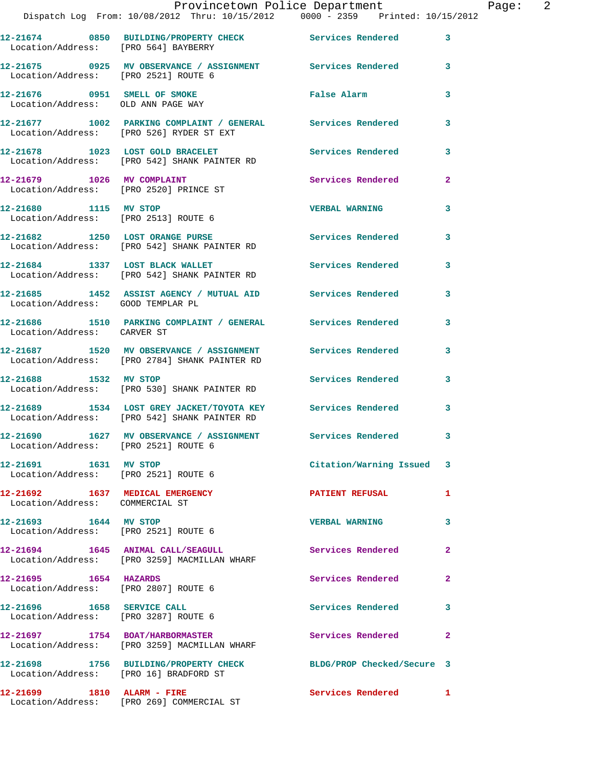12-21674 0850 BUILDING/PROPERTY CHECK Services Rendered 3
Location/Address: [PRO 564] BAYBERRY

12-21675 0925 MV OBSERVANCE / ASSIGNMENT Services Rendered 3
Location/Address: [PRO 2521] ROUTE 6

12-21676 0951 SMELL OF SMOKE False Alarm 3
Location/Address: OLD ANN PAGE WAY

12-21677 1002 PARKING COMPLAINT / GENERAL Services Rendered 3
Location/Address: [PRO 526] RYDER ST EXT

12-21678 1023 LOST GOLD BRACELET Services Rendered 3
Location/Address: [PRO 542] SHANK PAINTER RD

12-21679 1026 MV COMPLAINT Services Rendered 2
Location/Address: [PRO 2520] PRINCE ST

12-21680 1115 MV STOP VERBAL WARNING 3
Location/Address: [PRO 2513] ROUTE 6

12-21682 1250 LOST ORANGE PURSE Services Rendered 3
Location/Address: [PRO 542] SHANK PAINTER RD

12-21684 1337 LOST BLACK WALLET Services Rendered 3
Location/Address: [PRO 542] SHANK PAINTER RD

12-21685 1452 ASSIST AGENCY / MUTUAL AID Services Rendered 3
Location/Address: GOOD TEMPLAR PL

12-21686 1510 PARKING COMPLAINT / GENERAL Services Rendered 3
Location/Address: CARVER ST

12-21687 1520 MV OBSERVANCE / ASSIGNMENT Services Rendered 3
Location/Address: [PRO 2784] SHANK PAINTER RD

12-21688 1532 MV STOP Services Rendered 3
Location/Address: [PRO 530] SHANK PAINTER RD

12-21689 1534 LOST GREY JACKET/TOYOTA KEY Services Rendered 3
Location/Address: [PRO 542] SHANK PAINTER RD

12-21690 1627 MV OBSERVANCE / ASSIGNMENT Services Rendered 3
Location/Address: [PRO 2521] ROUTE 6

12-21691 1631 MV STOP Citation/Warning Issued 3
Location/Address: [PRO 2521] ROUTE 6

12-21692 1637 MEDICAL EMERGENCY PATIENT REFUSAL 1
Location/Address: COMMERCIAL ST

12-21693 1644 MV STOP VERBAL WARNING 3
Location/Address: [PRO 2521] ROUTE 6

12-21694 1645 ANIMAL CALL/SEAGULL Services Rendered 2
Location/Address: [PRO 3259] MACMILLAN WHARF

12-21695 1654 HAZARDS Services Rendered 2
Location/Address: [PRO 2807] ROUTE 6

12-21696 1658 SERVICE CALL Services Rendered 3
Location/Address: [PRO 3287] ROUTE 6

12-21697 1754 BOAT/HARBORMASTER Services Rendered 2
Location/Address: [PRO 3259] MACMILLAN WHARF

12-21698 1756 BUILDING/PROPERTY CHECK BLDG/PROP Checked/Secure 3
Location/Address: [PRO 16] BRADFORD ST

12-21699 1810 ALARM - FIRE Services Rendered 1
Location/Address: [PRO 269] COMMERCIAL ST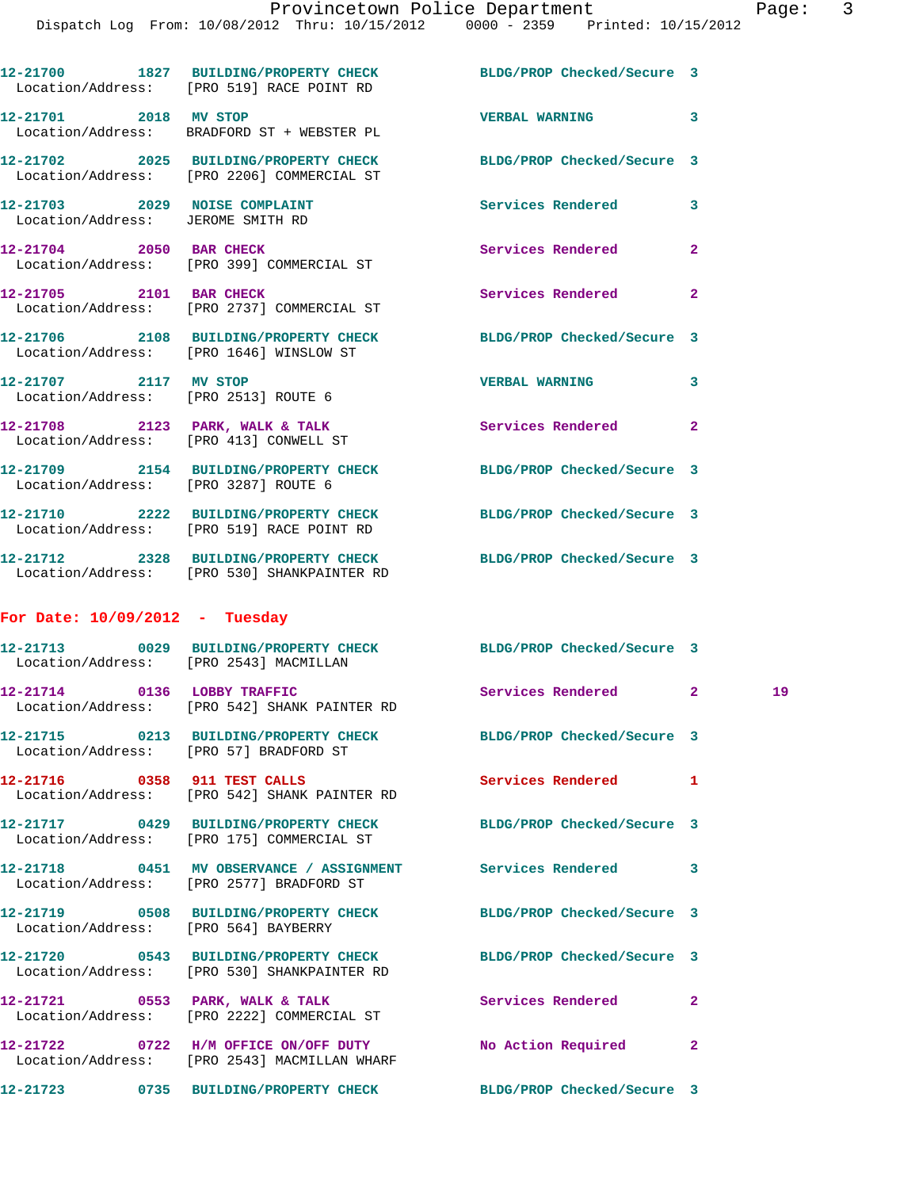12-21700 1827 BUILDING/PROPERTY CHECK BLDG/PROP Checked/Secure 3
Location/Address: [PRO 519] RACE POINT RD

12-21701 2018 MV STOP VERBAL WARNING 3
Location/Address: BRADFORD ST + WEBSTER PL

12-21702 2025 BUILDING/PROPERTY CHECK BLDG/PROP Checked/Secure 3
Location/Address: [PRO 2206] COMMERCIAL ST

12-21703 2029 NOISE COMPLAINT Services Rendered 3
Location/Address: JEROME SMITH RD

12-21704 2050 BAR CHECK Services Rendered 2
Location/Address: [PRO 399] COMMERCIAL ST

12-21705 2101 BAR CHECK Services Rendered 2
Location/Address: [PRO 2737] COMMERCIAL ST

12-21706 2108 BUILDING/PROPERTY CHECK BLDG/PROP Checked/Secure 3
Location/Address: [PRO 1646] WINSLOW ST

12-21707 2117 MV STOP VERBAL WARNING 3
Location/Address: [PRO 2513] ROUTE 6

12-21708 2123 PARK, WALK & TALK Services Rendered 2
Location/Address: [PRO 413] CONWELL ST

12-21709 2154 BUILDING/PROPERTY CHECK BLDG/PROP Checked/Secure 3
Location/Address: [PRO 3287] ROUTE 6

12-21710 2222 BUILDING/PROPERTY CHECK BLDG/PROP Checked/Secure 3
Location/Address: [PRO 519] RACE POINT RD

12-21712 2328 BUILDING/PROPERTY CHECK BLDG/PROP Checked/Secure 3
Location/Address: [PRO 530] SHANKPAINTER RD

**For Date: 10/09/2012 - Tuesday**

12-21713 0029 BUILDING/PROPERTY CHECK BLDG/PROP Checked/Secure 3
Location/Address: [PRO 2543] MACMILLAN

12-21714 0136 LOBBY TRAFFIC Services Rendered 2 19
Location/Address: [PRO 542] SHANK PAINTER RD

12-21715 0213 BUILDING/PROPERTY CHECK BLDG/PROP Checked/Secure 3
Location/Address: [PRO 57] BRADFORD ST

12-21716 0358 911 TEST CALLS Services Rendered 1
Location/Address: [PRO 542] SHANK PAINTER RD

12-21717 0429 BUILDING/PROPERTY CHECK BLDG/PROP Checked/Secure 3
Location/Address: [PRO 175] COMMERCIAL ST

12-21718 0451 MV OBSERVANCE / ASSIGNMENT Services Rendered 3
Location/Address: [PRO 2577] BRADFORD ST

12-21719 0508 BUILDING/PROPERTY CHECK BLDG/PROP Checked/Secure 3
Location/Address: [PRO 564] BAYBERRY

12-21720 0543 BUILDING/PROPERTY CHECK BLDG/PROP Checked/Secure 3
Location/Address: [PRO 530] SHANKPAINTER RD

12-21721 0553 PARK, WALK & TALK Services Rendered 2
Location/Address: [PRO 2222] COMMERCIAL ST

12-21722 0722 H/M OFFICE ON/OFF DUTY No Action Required 2
Location/Address: [PRO 2543] MACMILLAN WHARF

12-21723 0735 BUILDING/PROPERTY CHECK BLDG/PROP Checked/Secure 3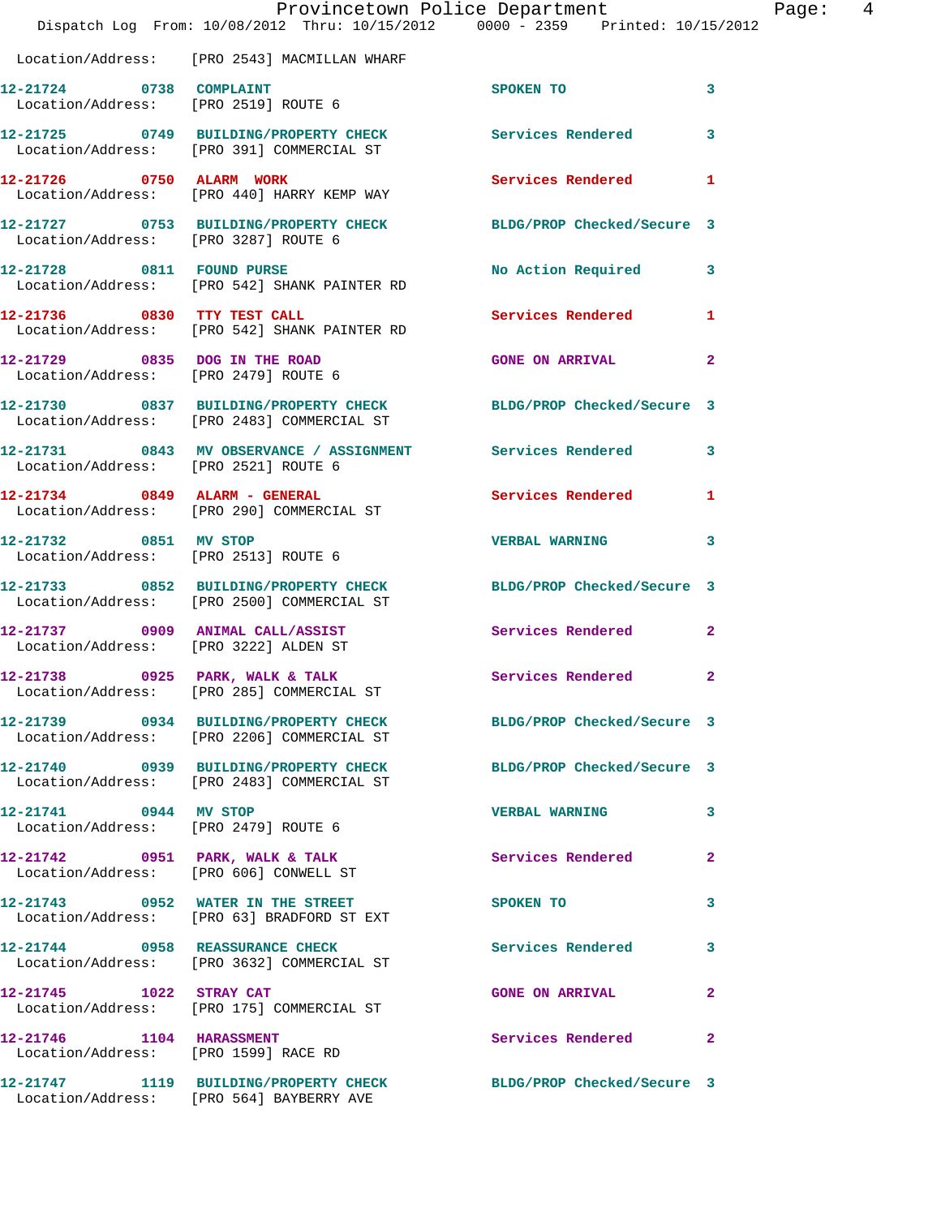Location/Address: [PRO 2543] MACMILLAN WHARF

| Call Number | Time | Call Reason | Action | Priority |
|---|---|---|---|---|
| 12-21724 | 0738 | COMPLAINT | SPOKEN TO | 3 |
| | | Location/Address: [PRO 2519] ROUTE 6 | | |
| 12-21725 | 0749 | BUILDING/PROPERTY CHECK | Services Rendered | 3 |
| | | Location/Address: [PRO 391] COMMERCIAL ST | | |
| 12-21726 | 0750 | ALARM WORK | Services Rendered | 1 |
| | | Location/Address: [PRO 440] HARRY KEMP WAY | | |
| 12-21727 | 0753 | BUILDING/PROPERTY CHECK | BLDG/PROP Checked/Secure | 3 |
| | | Location/Address: [PRO 3287] ROUTE 6 | | |
| 12-21728 | 0811 | FOUND PURSE | No Action Required | 3 |
| | | Location/Address: [PRO 542] SHANK PAINTER RD | | |
| 12-21736 | 0830 | TTY TEST CALL | Services Rendered | 1 |
| | | Location/Address: [PRO 542] SHANK PAINTER RD | | |
| 12-21729 | 0835 | DOG IN THE ROAD | GONE ON ARRIVAL | 2 |
| | | Location/Address: [PRO 2479] ROUTE 6 | | |
| 12-21730 | 0837 | BUILDING/PROPERTY CHECK | BLDG/PROP Checked/Secure | 3 |
| | | Location/Address: [PRO 2483] COMMERCIAL ST | | |
| 12-21731 | 0843 | MV OBSERVANCE / ASSIGNMENT | Services Rendered | 3 |
| | | Location/Address: [PRO 2521] ROUTE 6 | | |
| 12-21734 | 0849 | ALARM - GENERAL | Services Rendered | 1 |
| | | Location/Address: [PRO 290] COMMERCIAL ST | | |
| 12-21732 | 0851 | MV STOP | VERBAL WARNING | 3 |
| | | Location/Address: [PRO 2513] ROUTE 6 | | |
| 12-21733 | 0852 | BUILDING/PROPERTY CHECK | BLDG/PROP Checked/Secure | 3 |
| | | Location/Address: [PRO 2500] COMMERCIAL ST | | |
| 12-21737 | 0909 | ANIMAL CALL/ASSIST | Services Rendered | 2 |
| | | Location/Address: [PRO 3222] ALDEN ST | | |
| 12-21738 | 0925 | PARK, WALK & TALK | Services Rendered | 2 |
| | | Location/Address: [PRO 285] COMMERCIAL ST | | |
| 12-21739 | 0934 | BUILDING/PROPERTY CHECK | BLDG/PROP Checked/Secure | 3 |
| | | Location/Address: [PRO 2206] COMMERCIAL ST | | |
| 12-21740 | 0939 | BUILDING/PROPERTY CHECK | BLDG/PROP Checked/Secure | 3 |
| | | Location/Address: [PRO 2483] COMMERCIAL ST | | |
| 12-21741 | 0944 | MV STOP | VERBAL WARNING | 3 |
| | | Location/Address: [PRO 2479] ROUTE 6 | | |
| 12-21742 | 0951 | PARK, WALK & TALK | Services Rendered | 2 |
| | | Location/Address: [PRO 606] CONWELL ST | | |
| 12-21743 | 0952 | WATER IN THE STREET | SPOKEN TO | 3 |
| | | Location/Address: [PRO 63] BRADFORD ST EXT | | |
| 12-21744 | 0958 | REASSURANCE CHECK | Services Rendered | 3 |
| | | Location/Address: [PRO 3632] COMMERCIAL ST | | |
| 12-21745 | 1022 | STRAY CAT | GONE ON ARRIVAL | 2 |
| | | Location/Address: [PRO 175] COMMERCIAL ST | | |
| 12-21746 | 1104 | HARASSMENT | Services Rendered | 2 |
| | | Location/Address: [PRO 1599] RACE RD | | |
| 12-21747 | 1119 | BUILDING/PROPERTY CHECK | BLDG/PROP Checked/Secure | 3 |
| | | Location/Address: [PRO 564] BAYBERRY AVE | | |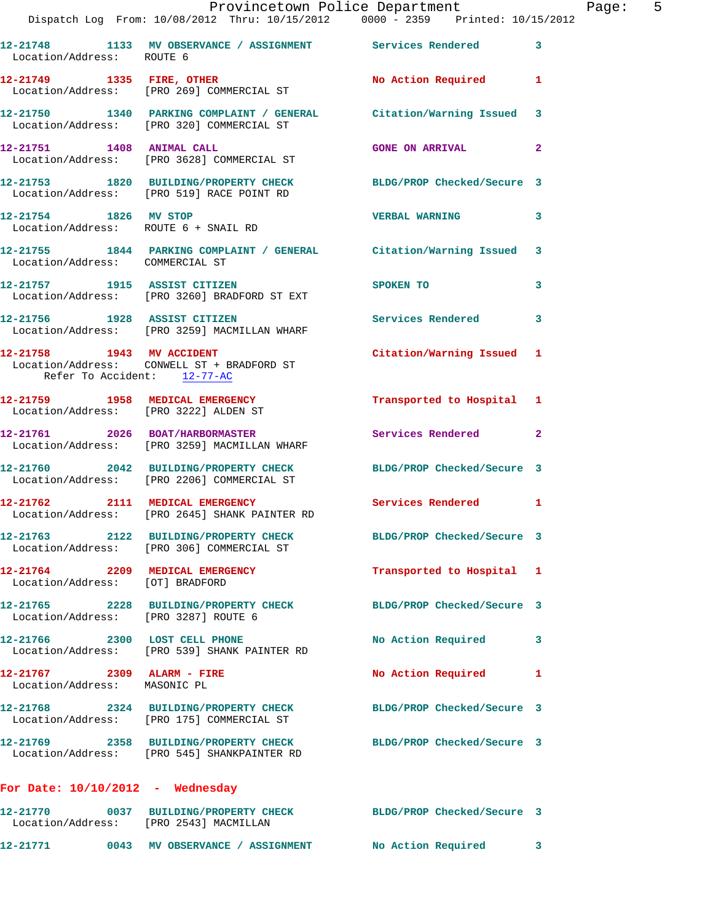12-21748 1133 MV OBSERVANCE / ASSIGNMENT Services Rendered 3
Location/Address: ROUTE 6

12-21749 1335 FIRE, OTHER No Action Required 1
Location/Address: [PRO 269] COMMERCIAL ST

12-21750 1340 PARKING COMPLAINT / GENERAL Citation/Warning Issued 3
Location/Address: [PRO 320] COMMERCIAL ST

12-21751 1408 ANIMAL CALL GONE ON ARRIVAL 2
Location/Address: [PRO 3628] COMMERCIAL ST

12-21753 1820 BUILDING/PROPERTY CHECK BLDG/PROP Checked/Secure 3
Location/Address: [PRO 519] RACE POINT RD

12-21754 1826 MV STOP VERBAL WARNING 3
Location/Address: ROUTE 6 + SNAIL RD

12-21755 1844 PARKING COMPLAINT / GENERAL Citation/Warning Issued 3
Location/Address: COMMERCIAL ST

12-21757 1915 ASSIST CITIZEN SPOKEN TO 3
Location/Address: [PRO 3260] BRADFORD ST EXT

12-21756 1928 ASSIST CITIZEN Services Rendered 3
Location/Address: [PRO 3259] MACMILLAN WHARF

12-21758 1943 MV ACCIDENT Citation/Warning Issued 1
Location/Address: CONWELL ST + BRADFORD ST
Refer To Accident: 12-77-AC

12-21759 1958 MEDICAL EMERGENCY Transported to Hospital 1
Location/Address: [PRO 3222] ALDEN ST

12-21761 2026 BOAT/HARBORMASTER Services Rendered 2
Location/Address: [PRO 3259] MACMILLAN WHARF

12-21760 2042 BUILDING/PROPERTY CHECK BLDG/PROP Checked/Secure 3
Location/Address: [PRO 2206] COMMERCIAL ST

12-21762 2111 MEDICAL EMERGENCY Services Rendered 1
Location/Address: [PRO 2645] SHANK PAINTER RD

12-21763 2122 BUILDING/PROPERTY CHECK BLDG/PROP Checked/Secure 3
Location/Address: [PRO 306] COMMERCIAL ST

12-21764 2209 MEDICAL EMERGENCY Transported to Hospital 1
Location/Address: [OT] BRADFORD

12-21765 2228 BUILDING/PROPERTY CHECK BLDG/PROP Checked/Secure 3
Location/Address: [PRO 3287] ROUTE 6

12-21766 2300 LOST CELL PHONE No Action Required 3
Location/Address: [PRO 539] SHANK PAINTER RD

12-21767 2309 ALARM - FIRE No Action Required 1
Location/Address: MASONIC PL

12-21768 2324 BUILDING/PROPERTY CHECK BLDG/PROP Checked/Secure 3
Location/Address: [PRO 175] COMMERCIAL ST

12-21769 2358 BUILDING/PROPERTY CHECK BLDG/PROP Checked/Secure 3
Location/Address: [PRO 545] SHANKPAINTER RD

**For Date: 10/10/2012 - Wednesday**

12-21770 0037 BUILDING/PROPERTY CHECK BLDG/PROP Checked/Secure 3
Location/Address: [PRO 2543] MACMILLAN

12-21771 0043 MV OBSERVANCE / ASSIGNMENT No Action Required 3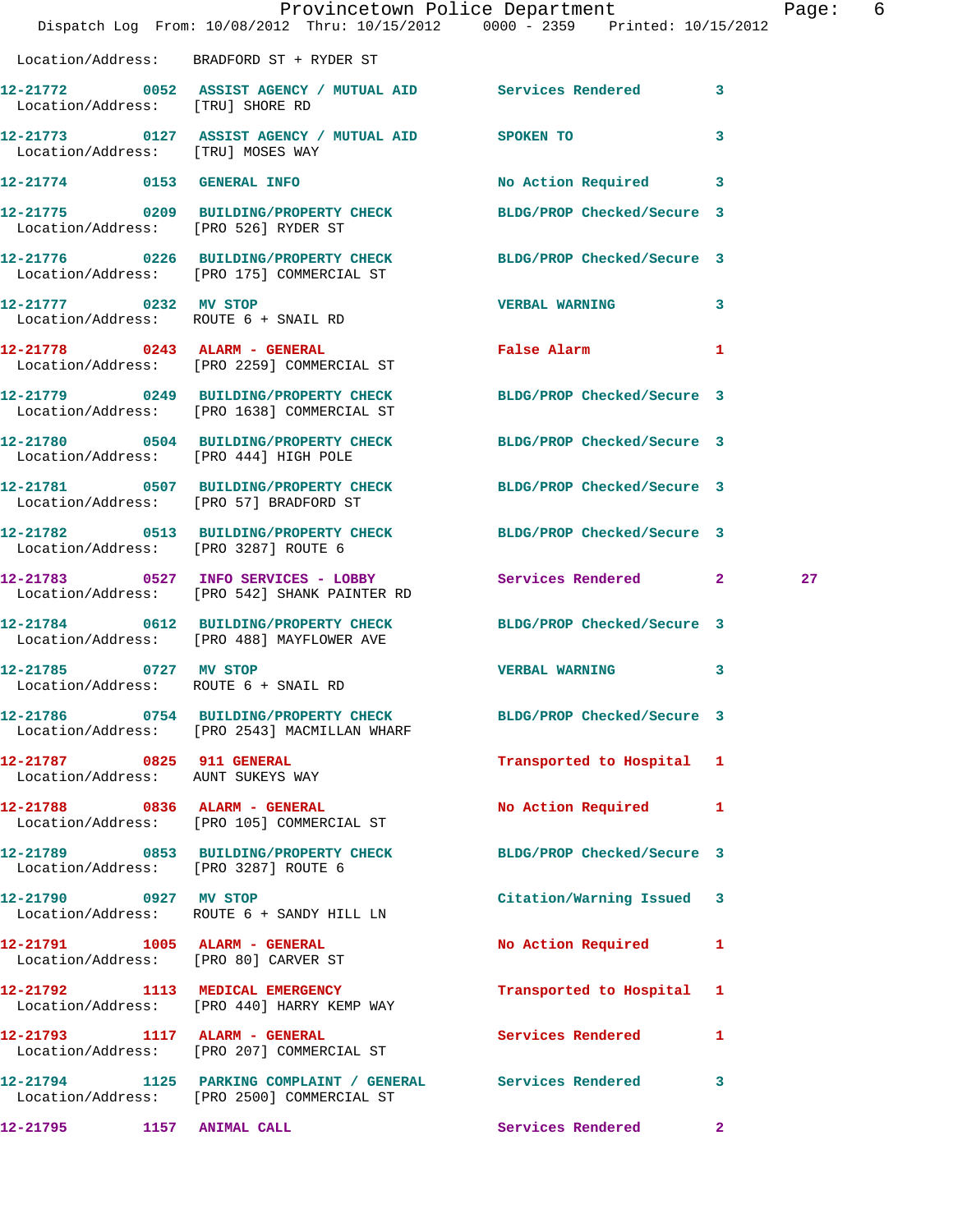Location/Address: BRADFORD ST + RYDER ST

| Call # | Time | Call Reason | Action | Priority | |
|---|---|---|---|---|---|
| 12-21772 | 0052 | ASSIST AGENCY / MUTUAL AID | Services Rendered | 3 | |
| | | Location/Address: [TRU] SHORE RD | | | |
| 12-21773 | 0127 | ASSIST AGENCY / MUTUAL AID | SPOKEN TO | 3 | |
| | | Location/Address: [TRU] MOSES WAY | | | |
| 12-21774 | 0153 | GENERAL INFO | No Action Required | 3 | |
| 12-21775 | 0209 | BUILDING/PROPERTY CHECK | BLDG/PROP Checked/Secure | 3 | |
| | | Location/Address: [PRO 526] RYDER ST | | | |
| 12-21776 | 0226 | BUILDING/PROPERTY CHECK | BLDG/PROP Checked/Secure | 3 | |
| | | Location/Address: [PRO 175] COMMERCIAL ST | | | |
| 12-21777 | 0232 | MV STOP | VERBAL WARNING | 3 | |
| | | Location/Address: ROUTE 6 + SNAIL RD | | | |
| 12-21778 | 0243 | ALARM - GENERAL | False Alarm | 1 | |
| | | Location/Address: [PRO 2259] COMMERCIAL ST | | | |
| 12-21779 | 0249 | BUILDING/PROPERTY CHECK | BLDG/PROP Checked/Secure | 3 | |
| | | Location/Address: [PRO 1638] COMMERCIAL ST | | | |
| 12-21780 | 0504 | BUILDING/PROPERTY CHECK | BLDG/PROP Checked/Secure | 3 | |
| | | Location/Address: [PRO 444] HIGH POLE | | | |
| 12-21781 | 0507 | BUILDING/PROPERTY CHECK | BLDG/PROP Checked/Secure | 3 | |
| | | Location/Address: [PRO 57] BRADFORD ST | | | |
| 12-21782 | 0513 | BUILDING/PROPERTY CHECK | BLDG/PROP Checked/Secure | 3 | |
| | | Location/Address: [PRO 3287] ROUTE 6 | | | |
| 12-21783 | 0527 | INFO SERVICES - LOBBY | Services Rendered | 2 | 27 |
| | | Location/Address: [PRO 542] SHANK PAINTER RD | | | |
| 12-21784 | 0612 | BUILDING/PROPERTY CHECK | BLDG/PROP Checked/Secure | 3 | |
| | | Location/Address: [PRO 488] MAYFLOWER AVE | | | |
| 12-21785 | 0727 | MV STOP | VERBAL WARNING | 3 | |
| | | Location/Address: ROUTE 6 + SNAIL RD | | | |
| 12-21786 | 0754 | BUILDING/PROPERTY CHECK | BLDG/PROP Checked/Secure | 3 | |
| | | Location/Address: [PRO 2543] MACMILLAN WHARF | | | |
| 12-21787 | 0825 | 911 GENERAL | Transported to Hospital | 1 | |
| | | Location/Address: AUNT SUKEYS WAY | | | |
| 12-21788 | 0836 | ALARM - GENERAL | No Action Required | 1 | |
| | | Location/Address: [PRO 105] COMMERCIAL ST | | | |
| 12-21789 | 0853 | BUILDING/PROPERTY CHECK | BLDG/PROP Checked/Secure | 3 | |
| | | Location/Address: [PRO 3287] ROUTE 6 | | | |
| 12-21790 | 0927 | MV STOP | Citation/Warning Issued | 3 | |
| | | Location/Address: ROUTE 6 + SANDY HILL LN | | | |
| 12-21791 | 1005 | ALARM - GENERAL | No Action Required | 1 | |
| | | Location/Address: [PRO 80] CARVER ST | | | |
| 12-21792 | 1113 | MEDICAL EMERGENCY | Transported to Hospital | 1 | |
| | | Location/Address: [PRO 440] HARRY KEMP WAY | | | |
| 12-21793 | 1117 | ALARM - GENERAL | Services Rendered | 1 | |
| | | Location/Address: [PRO 207] COMMERCIAL ST | | | |
| 12-21794 | 1125 | PARKING COMPLAINT / GENERAL | Services Rendered | 3 | |
| | | Location/Address: [PRO 2500] COMMERCIAL ST | | | |
| 12-21795 | 1157 | ANIMAL CALL | Services Rendered | 2 | |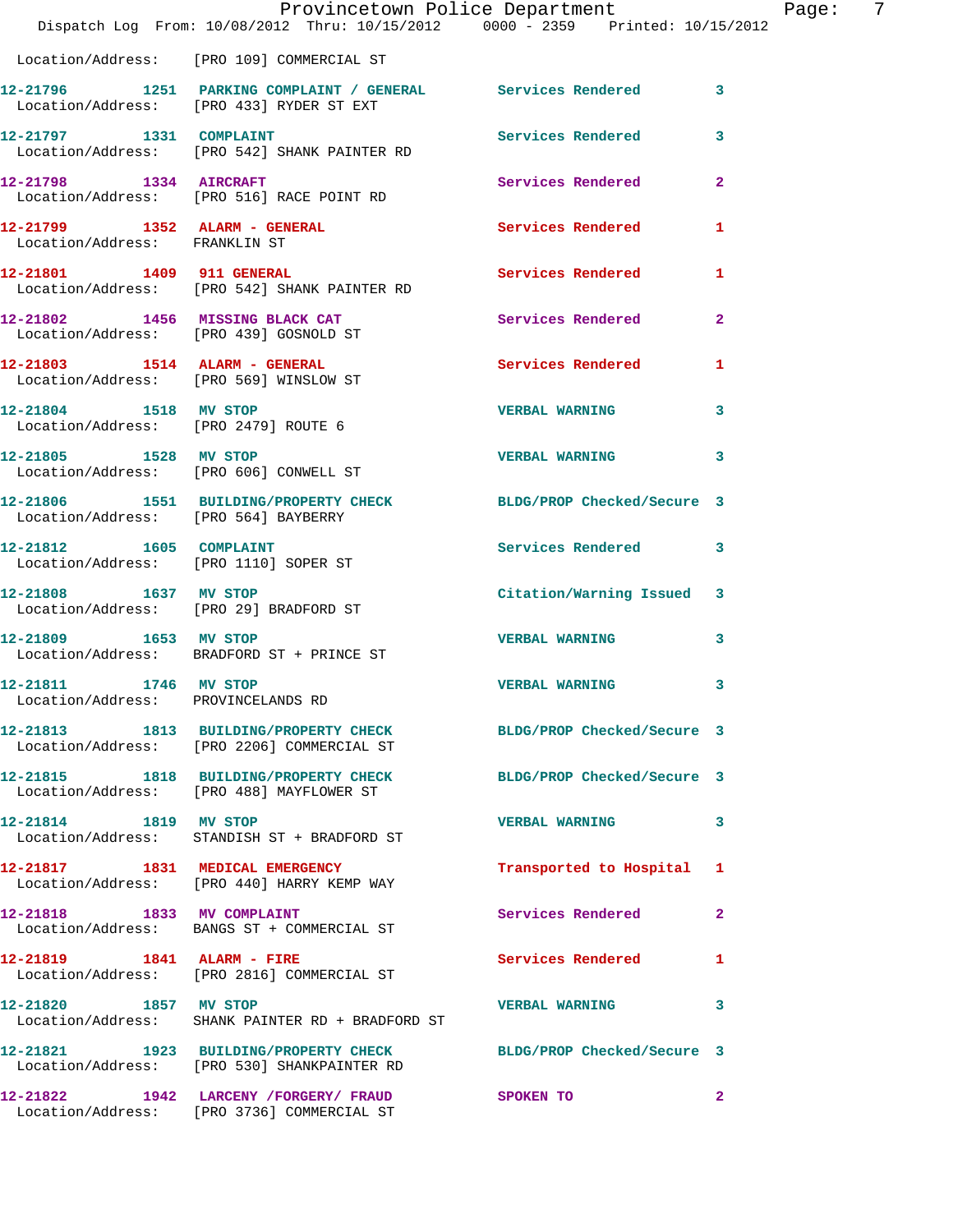Location/Address: [PRO 109] COMMERCIAL ST

| Call # | Time | Call Reason | Action | Priority |
|---|---|---|---|---|
| 12-21796 | 1251 | PARKING COMPLAINT / GENERAL | Services Rendered | 3 |
| Location/Address: [PRO 433] RYDER ST EXT | | | | |
| 12-21797 | 1331 | COMPLAINT | Services Rendered | 3 |
| Location/Address: [PRO 542] SHANK PAINTER RD | | | | |
| 12-21798 | 1334 | AIRCRAFT | Services Rendered | 2 |
| Location/Address: [PRO 516] RACE POINT RD | | | | |
| 12-21799 | 1352 | ALARM - GENERAL | Services Rendered | 1 |
| Location/Address: FRANKLIN ST | | | | |
| 12-21801 | 1409 | 911 GENERAL | Services Rendered | 1 |
| Location/Address: [PRO 542] SHANK PAINTER RD | | | | |
| 12-21802 | 1456 | MISSING BLACK CAT | Services Rendered | 2 |
| Location/Address: [PRO 439] GOSNOLD ST | | | | |
| 12-21803 | 1514 | ALARM - GENERAL | Services Rendered | 1 |
| Location/Address: [PRO 569] WINSLOW ST | | | | |
| 12-21804 | 1518 | MV STOP | VERBAL WARNING | 3 |
| Location/Address: [PRO 2479] ROUTE 6 | | | | |
| 12-21805 | 1528 | MV STOP | VERBAL WARNING | 3 |
| Location/Address: [PRO 606] CONWELL ST | | | | |
| 12-21806 | 1551 | BUILDING/PROPERTY CHECK | BLDG/PROP Checked/Secure | 3 |
| Location/Address: [PRO 564] BAYBERRY | | | | |
| 12-21812 | 1605 | COMPLAINT | Services Rendered | 3 |
| Location/Address: [PRO 1110] SOPER ST | | | | |
| 12-21808 | 1637 | MV STOP | Citation/Warning Issued | 3 |
| Location/Address: [PRO 29] BRADFORD ST | | | | |
| 12-21809 | 1653 | MV STOP | VERBAL WARNING | 3 |
| Location/Address: BRADFORD ST + PRINCE ST | | | | |
| 12-21811 | 1746 | MV STOP | VERBAL WARNING | 3 |
| Location/Address: PROVINCELANDS RD | | | | |
| 12-21813 | 1813 | BUILDING/PROPERTY CHECK | BLDG/PROP Checked/Secure | 3 |
| Location/Address: [PRO 2206] COMMERCIAL ST | | | | |
| 12-21815 | 1818 | BUILDING/PROPERTY CHECK | BLDG/PROP Checked/Secure | 3 |
| Location/Address: [PRO 488] MAYFLOWER ST | | | | |
| 12-21814 | 1819 | MV STOP | VERBAL WARNING | 3 |
| Location/Address: STANDISH ST + BRADFORD ST | | | | |
| 12-21817 | 1831 | MEDICAL EMERGENCY | Transported to Hospital | 1 |
| Location/Address: [PRO 440] HARRY KEMP WAY | | | | |
| 12-21818 | 1833 | MV COMPLAINT | Services Rendered | 2 |
| Location/Address: BANGS ST + COMMERCIAL ST | | | | |
| 12-21819 | 1841 | ALARM - FIRE | Services Rendered | 1 |
| Location/Address: [PRO 2816] COMMERCIAL ST | | | | |
| 12-21820 | 1857 | MV STOP | VERBAL WARNING | 3 |
| Location/Address: SHANK PAINTER RD + BRADFORD ST | | | | |
| 12-21821 | 1923 | BUILDING/PROPERTY CHECK | BLDG/PROP Checked/Secure | 3 |
| Location/Address: [PRO 530] SHANKPAINTER RD | | | | |
| 12-21822 | 1942 | LARCENY /FORGERY/ FRAUD | SPOKEN TO | 2 |
| Location/Address: [PRO 3736] COMMERCIAL ST | | | | |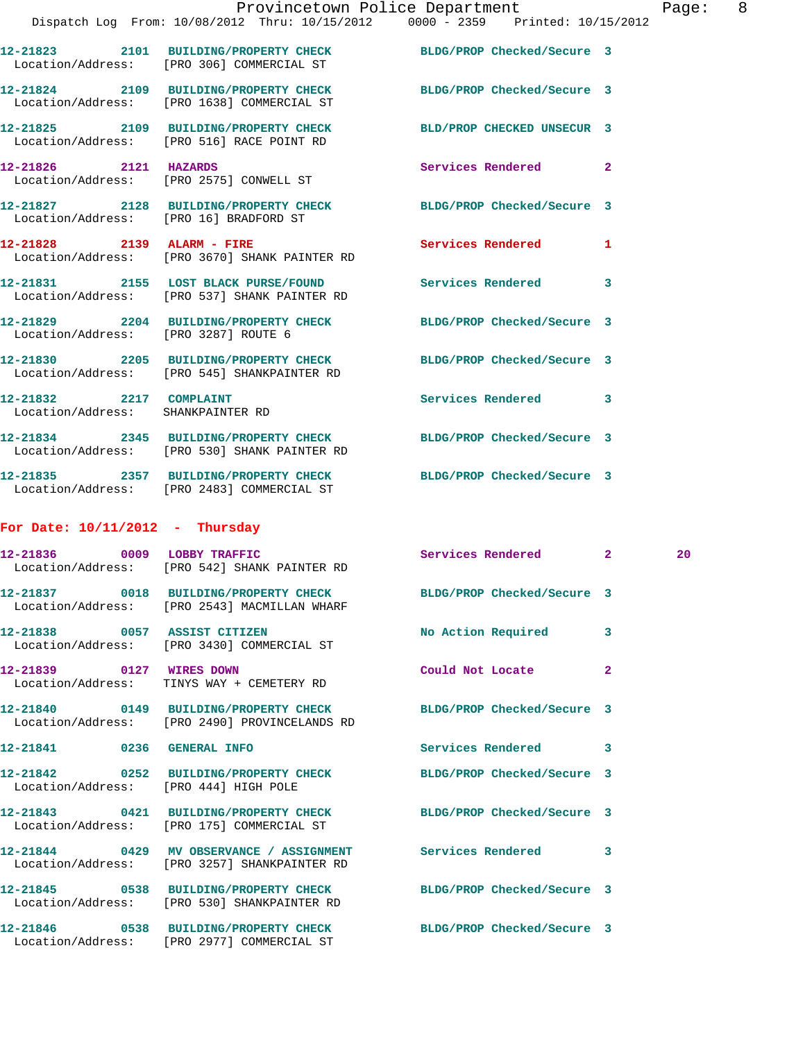12-21823 2101 BUILDING/PROPERTY CHECK BLDG/PROP Checked/Secure 3
Location/Address: [PRO 306] COMMERCIAL ST

12-21824 2109 BUILDING/PROPERTY CHECK BLDG/PROP Checked/Secure 3
Location/Address: [PRO 1638] COMMERCIAL ST

12-21825 2109 BUILDING/PROPERTY CHECK BLD/PROP CHECKED UNSECUR 3
Location/Address: [PRO 516] RACE POINT RD

12-21826 2121 HAZARDS Services Rendered 2
Location/Address: [PRO 2575] CONWELL ST

12-21827 2128 BUILDING/PROPERTY CHECK BLDG/PROP Checked/Secure 3
Location/Address: [PRO 16] BRADFORD ST

12-21828 2139 ALARM - FIRE Services Rendered 1
Location/Address: [PRO 3670] SHANK PAINTER RD

12-21831 2155 LOST BLACK PURSE/FOUND Services Rendered 3
Location/Address: [PRO 537] SHANK PAINTER RD

12-21829 2204 BUILDING/PROPERTY CHECK BLDG/PROP Checked/Secure 3
Location/Address: [PRO 3287] ROUTE 6

12-21830 2205 BUILDING/PROPERTY CHECK BLDG/PROP Checked/Secure 3
Location/Address: [PRO 545] SHANKPAINTER RD

12-21832 2217 COMPLAINT Services Rendered 3
Location/Address: SHANKPAINTER RD

12-21834 2345 BUILDING/PROPERTY CHECK BLDG/PROP Checked/Secure 3
Location/Address: [PRO 530] SHANK PAINTER RD

12-21835 2357 BUILDING/PROPERTY CHECK BLDG/PROP Checked/Secure 3
Location/Address: [PRO 2483] COMMERCIAL ST

**For Date: 10/11/2012 - Thursday**

12-21836 0009 LOBBY TRAFFIC Services Rendered 2 20
Location/Address: [PRO 542] SHANK PAINTER RD

12-21837 0018 BUILDING/PROPERTY CHECK BLDG/PROP Checked/Secure 3
Location/Address: [PRO 2543] MACMILLAN WHARF

12-21838 0057 ASSIST CITIZEN No Action Required 3
Location/Address: [PRO 3430] COMMERCIAL ST

12-21839 0127 WIRES DOWN Could Not Locate 2
Location/Address: TINYS WAY + CEMETERY RD

12-21840 0149 BUILDING/PROPERTY CHECK BLDG/PROP Checked/Secure 3
Location/Address: [PRO 2490] PROVINCELANDS RD

12-21841 0236 GENERAL INFO Services Rendered 3

12-21842 0252 BUILDING/PROPERTY CHECK BLDG/PROP Checked/Secure 3
Location/Address: [PRO 444] HIGH POLE

12-21843 0421 BUILDING/PROPERTY CHECK BLDG/PROP Checked/Secure 3
Location/Address: [PRO 175] COMMERCIAL ST

12-21844 0429 MV OBSERVANCE / ASSIGNMENT Services Rendered 3
Location/Address: [PRO 3257] SHANKPAINTER RD

12-21845 0538 BUILDING/PROPERTY CHECK BLDG/PROP Checked/Secure 3
Location/Address: [PRO 530] SHANKPAINTER RD

12-21846 0538 BUILDING/PROPERTY CHECK BLDG/PROP Checked/Secure 3
Location/Address: [PRO 2977] COMMERCIAL ST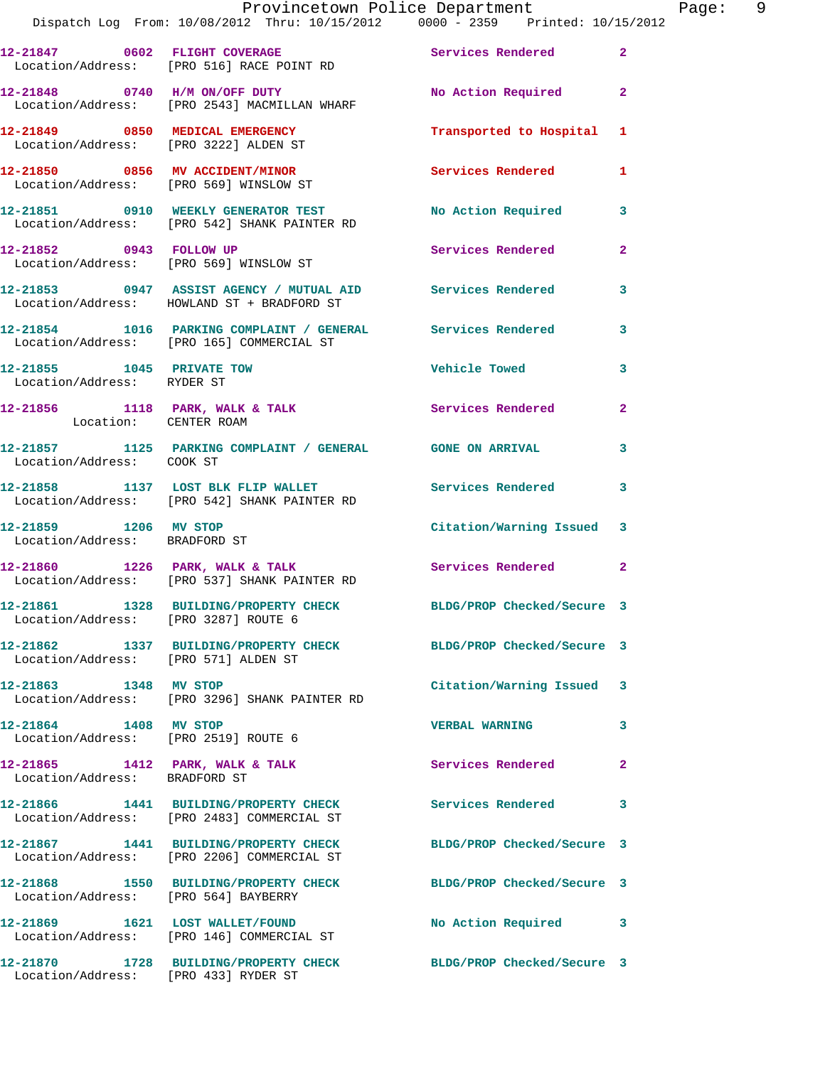| Call Number | Time | Call Reason | Action | Priority |
|---|---|---|---|---|
| 12-21847 | 0602 | FLIGHT COVERAGE | Services Rendered | 2 |
| Location/Address: [PRO 516] RACE POINT RD | | | | |
| 12-21848 | 0740 | H/M ON/OFF DUTY | No Action Required | 2 |
| Location/Address: [PRO 2543] MACMILLAN WHARF | | | | |
| 12-21849 | 0850 | MEDICAL EMERGENCY | Transported to Hospital | 1 |
| Location/Address: [PRO 3222] ALDEN ST | | | | |
| 12-21850 | 0856 | MV ACCIDENT/MINOR | Services Rendered | 1 |
| Location/Address: [PRO 569] WINSLOW ST | | | | |
| 12-21851 | 0910 | WEEKLY GENERATOR TEST | No Action Required | 3 |
| Location/Address: [PRO 542] SHANK PAINTER RD | | | | |
| 12-21852 | 0943 | FOLLOW UP | Services Rendered | 2 |
| Location/Address: [PRO 569] WINSLOW ST | | | | |
| 12-21853 | 0947 | ASSIST AGENCY / MUTUAL AID | Services Rendered | 3 |
| Location/Address: HOWLAND ST + BRADFORD ST | | | | |
| 12-21854 | 1016 | PARKING COMPLAINT / GENERAL | Services Rendered | 3 |
| Location/Address: [PRO 165] COMMERCIAL ST | | | | |
| 12-21855 | 1045 | PRIVATE TOW | Vehicle Towed | 3 |
| Location/Address: RYDER ST | | | | |
| 12-21856 | 1118 | PARK, WALK & TALK | Services Rendered | 2 |
| Location: CENTER ROAM | | | | |
| 12-21857 | 1125 | PARKING COMPLAINT / GENERAL | GONE ON ARRIVAL | 3 |
| Location/Address: COOK ST | | | | |
| 12-21858 | 1137 | LOST BLK FLIP WALLET | Services Rendered | 3 |
| Location/Address: [PRO 542] SHANK PAINTER RD | | | | |
| 12-21859 | 1206 | MV STOP | Citation/Warning Issued | 3 |
| Location/Address: BRADFORD ST | | | | |
| 12-21860 | 1226 | PARK, WALK & TALK | Services Rendered | 2 |
| Location/Address: [PRO 537] SHANK PAINTER RD | | | | |
| 12-21861 | 1328 | BUILDING/PROPERTY CHECK | BLDG/PROP Checked/Secure | 3 |
| Location/Address: [PRO 3287] ROUTE 6 | | | | |
| 12-21862 | 1337 | BUILDING/PROPERTY CHECK | BLDG/PROP Checked/Secure | 3 |
| Location/Address: [PRO 571] ALDEN ST | | | | |
| 12-21863 | 1348 | MV STOP | Citation/Warning Issued | 3 |
| Location/Address: [PRO 3296] SHANK PAINTER RD | | | | |
| 12-21864 | 1408 | MV STOP | VERBAL WARNING | 3 |
| Location/Address: [PRO 2519] ROUTE 6 | | | | |
| 12-21865 | 1412 | PARK, WALK & TALK | Services Rendered | 2 |
| Location/Address: BRADFORD ST | | | | |
| 12-21866 | 1441 | BUILDING/PROPERTY CHECK | Services Rendered | 3 |
| Location/Address: [PRO 2483] COMMERCIAL ST | | | | |
| 12-21867 | 1441 | BUILDING/PROPERTY CHECK | BLDG/PROP Checked/Secure | 3 |
| Location/Address: [PRO 2206] COMMERCIAL ST | | | | |
| 12-21868 | 1550 | BUILDING/PROPERTY CHECK | BLDG/PROP Checked/Secure | 3 |
| Location/Address: [PRO 564] BAYBERRY | | | | |
| 12-21869 | 1621 | LOST WALLET/FOUND | No Action Required | 3 |
| Location/Address: [PRO 146] COMMERCIAL ST | | | | |
| 12-21870 | 1728 | BUILDING/PROPERTY CHECK | BLDG/PROP Checked/Secure | 3 |
| Location/Address: [PRO 433] RYDER ST | | | | |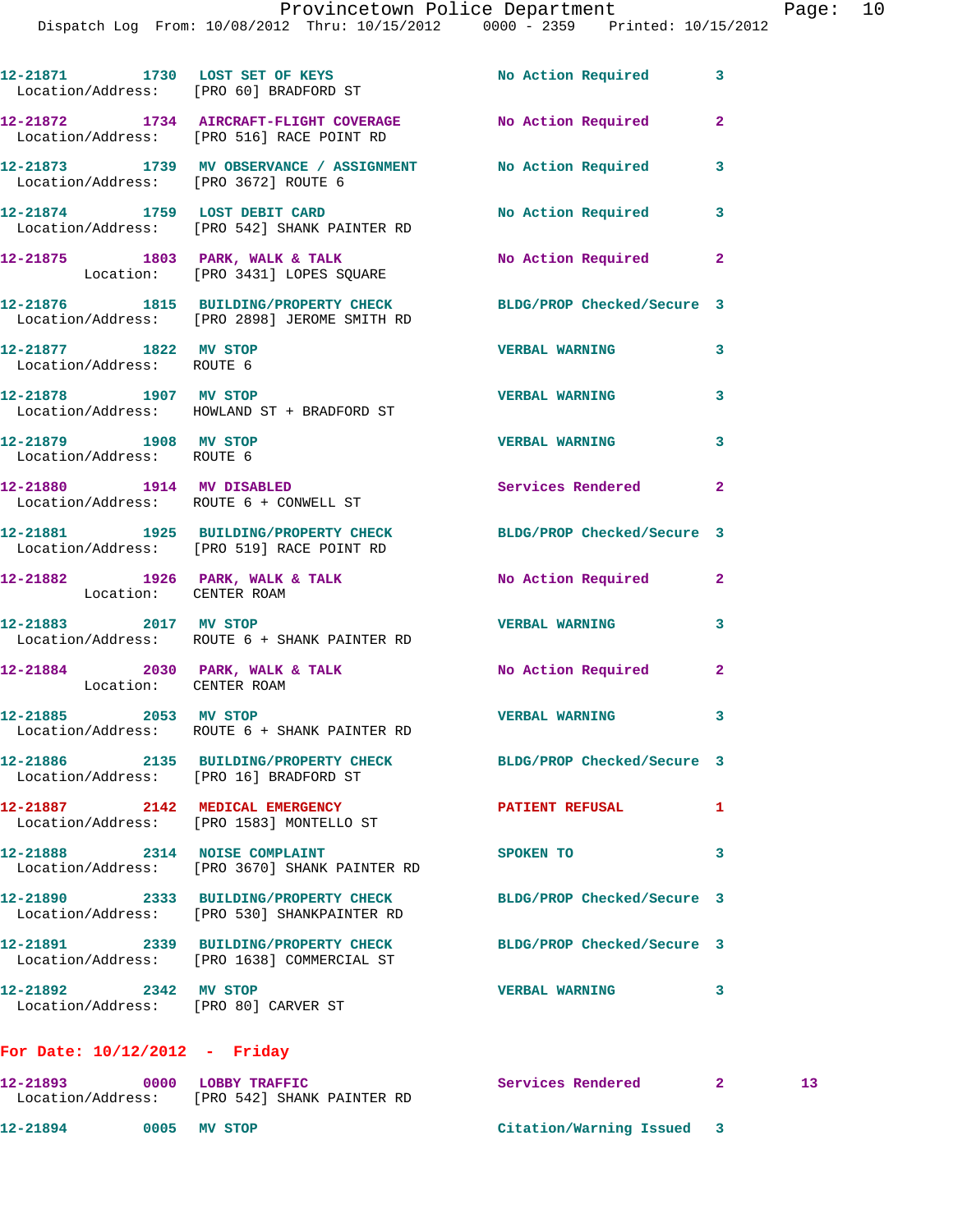12-21871 1730 LOST SET OF KEYS No Action Required 3
Location/Address: [PRO 60] BRADFORD ST

12-21872 1734 AIRCRAFT-FLIGHT COVERAGE No Action Required 2
Location/Address: [PRO 516] RACE POINT RD

12-21873 1739 MV OBSERVANCE / ASSIGNMENT No Action Required 3
Location/Address: [PRO 3672] ROUTE 6

12-21874 1759 LOST DEBIT CARD No Action Required 3
Location/Address: [PRO 542] SHANK PAINTER RD

12-21875 1803 PARK, WALK & TALK No Action Required 2
Location: [PRO 3431] LOPES SQUARE

12-21876 1815 BUILDING/PROPERTY CHECK BLDG/PROP Checked/Secure 3
Location/Address: [PRO 2898] JEROME SMITH RD

12-21877 1822 MV STOP VERBAL WARNING 3
Location/Address: ROUTE 6

12-21878 1907 MV STOP VERBAL WARNING 3
Location/Address: HOWLAND ST + BRADFORD ST

12-21879 1908 MV STOP VERBAL WARNING 3
Location/Address: ROUTE 6

12-21880 1914 MV DISABLED Services Rendered 2
Location/Address: ROUTE 6 + CONWELL ST

12-21881 1925 BUILDING/PROPERTY CHECK BLDG/PROP Checked/Secure 3
Location/Address: [PRO 519] RACE POINT RD

12-21882 1926 PARK, WALK & TALK No Action Required 2
Location: CENTER ROAM

12-21883 2017 MV STOP VERBAL WARNING 3
Location/Address: ROUTE 6 + SHANK PAINTER RD

12-21884 2030 PARK, WALK & TALK No Action Required 2
Location: CENTER ROAM

12-21885 2053 MV STOP VERBAL WARNING 3
Location/Address: ROUTE 6 + SHANK PAINTER RD

12-21886 2135 BUILDING/PROPERTY CHECK BLDG/PROP Checked/Secure 3
Location/Address: [PRO 16] BRADFORD ST

12-21887 2142 MEDICAL EMERGENCY PATIENT REFUSAL 1
Location/Address: [PRO 1583] MONTELLO ST

12-21888 2314 NOISE COMPLAINT SPOKEN TO 3
Location/Address: [PRO 3670] SHANK PAINTER RD

12-21890 2333 BUILDING/PROPERTY CHECK BLDG/PROP Checked/Secure 3
Location/Address: [PRO 530] SHANKPAINTER RD

12-21891 2339 BUILDING/PROPERTY CHECK BLDG/PROP Checked/Secure 3
Location/Address: [PRO 1638] COMMERCIAL ST

12-21892 2342 MV STOP VERBAL WARNING 3
Location/Address: [PRO 80] CARVER ST

**For Date: 10/12/2012 - Friday**

12-21893 0000 LOBBY TRAFFIC Services Rendered 2 13
Location/Address: [PRO 542] SHANK PAINTER RD

12-21894 0005 MV STOP Citation/Warning Issued 3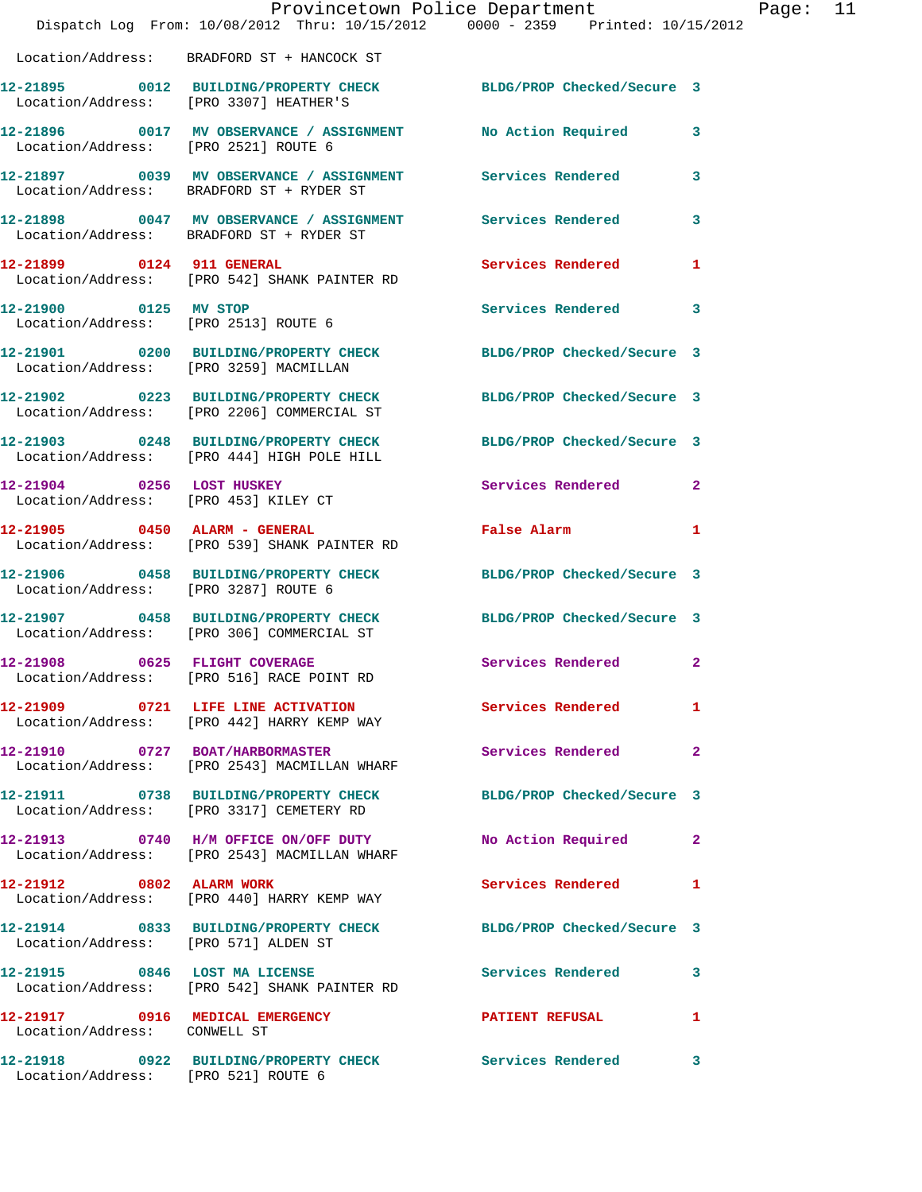Location/Address: BRADFORD ST + HANCOCK ST

| Call # | Time | Call Type | Disposition | Priority |
|---|---|---|---|---|
| 12-21895 | 0012 | BUILDING/PROPERTY CHECK | BLDG/PROP Checked/Secure | 3 |
| | | Location/Address: [PRO 3307] HEATHER'S | | |
| 12-21896 | 0017 | MV OBSERVANCE / ASSIGNMENT | No Action Required | 3 |
| | | Location/Address: [PRO 2521] ROUTE 6 | | |
| 12-21897 | 0039 | MV OBSERVANCE / ASSIGNMENT | Services Rendered | 3 |
| | | Location/Address: BRADFORD ST + RYDER ST | | |
| 12-21898 | 0047 | MV OBSERVANCE / ASSIGNMENT | Services Rendered | 3 |
| | | Location/Address: BRADFORD ST + RYDER ST | | |
| 12-21899 | 0124 | 911 GENERAL | Services Rendered | 1 |
| | | Location/Address: [PRO 542] SHANK PAINTER RD | | |
| 12-21900 | 0125 | MV STOP | Services Rendered | 3 |
| | | Location/Address: [PRO 2513] ROUTE 6 | | |
| 12-21901 | 0200 | BUILDING/PROPERTY CHECK | BLDG/PROP Checked/Secure | 3 |
| | | Location/Address: [PRO 3259] MACMILLAN | | |
| 12-21902 | 0223 | BUILDING/PROPERTY CHECK | BLDG/PROP Checked/Secure | 3 |
| | | Location/Address: [PRO 2206] COMMERCIAL ST | | |
| 12-21903 | 0248 | BUILDING/PROPERTY CHECK | BLDG/PROP Checked/Secure | 3 |
| | | Location/Address: [PRO 444] HIGH POLE HILL | | |
| 12-21904 | 0256 | LOST HUSKEY | Services Rendered | 2 |
| | | Location/Address: [PRO 453] KILEY CT | | |
| 12-21905 | 0450 | ALARM - GENERAL | False Alarm | 1 |
| | | Location/Address: [PRO 539] SHANK PAINTER RD | | |
| 12-21906 | 0458 | BUILDING/PROPERTY CHECK | BLDG/PROP Checked/Secure | 3 |
| | | Location/Address: [PRO 3287] ROUTE 6 | | |
| 12-21907 | 0458 | BUILDING/PROPERTY CHECK | BLDG/PROP Checked/Secure | 3 |
| | | Location/Address: [PRO 306] COMMERCIAL ST | | |
| 12-21908 | 0625 | FLIGHT COVERAGE | Services Rendered | 2 |
| | | Location/Address: [PRO 516] RACE POINT RD | | |
| 12-21909 | 0721 | LIFE LINE ACTIVATION | Services Rendered | 1 |
| | | Location/Address: [PRO 442] HARRY KEMP WAY | | |
| 12-21910 | 0727 | BOAT/HARBORMASTER | Services Rendered | 2 |
| | | Location/Address: [PRO 2543] MACMILLAN WHARF | | |
| 12-21911 | 0738 | BUILDING/PROPERTY CHECK | BLDG/PROP Checked/Secure | 3 |
| | | Location/Address: [PRO 3317] CEMETERY RD | | |
| 12-21913 | 0740 | H/M OFFICE ON/OFF DUTY | No Action Required | 2 |
| | | Location/Address: [PRO 2543] MACMILLAN WHARF | | |
| 12-21912 | 0802 | ALARM WORK | Services Rendered | 1 |
| | | Location/Address: [PRO 440] HARRY KEMP WAY | | |
| 12-21914 | 0833 | BUILDING/PROPERTY CHECK | BLDG/PROP Checked/Secure | 3 |
| | | Location/Address: [PRO 571] ALDEN ST | | |
| 12-21915 | 0846 | LOST MA LICENSE | Services Rendered | 3 |
| | | Location/Address: [PRO 542] SHANK PAINTER RD | | |
| 12-21917 | 0916 | MEDICAL EMERGENCY | PATIENT REFUSAL | 1 |
| | | Location/Address: CONWELL ST | | |
| 12-21918 | 0922 | BUILDING/PROPERTY CHECK | Services Rendered | 3 |
| | | Location/Address: [PRO 521] ROUTE 6 | | |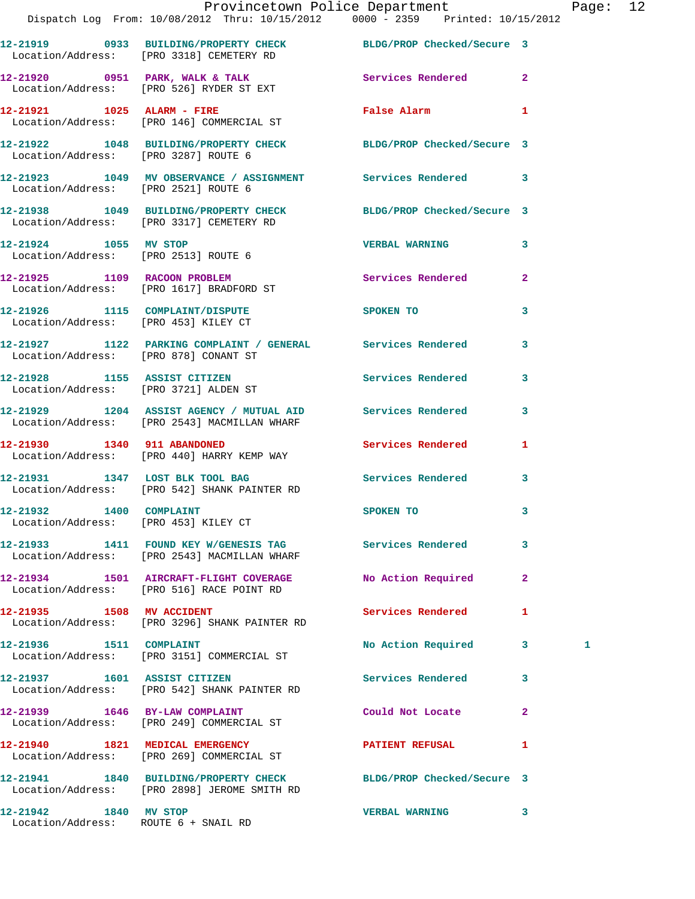12-21919 0933 BUILDING/PROPERTY CHECK BLDG/PROP Checked/Secure 3
Location/Address: [PRO 3318] CEMETERY RD

12-21920 0951 PARK, WALK & TALK Services Rendered 2
Location/Address: [PRO 526] RYDER ST EXT

12-21921 1025 ALARM - FIRE False Alarm 1
Location/Address: [PRO 146] COMMERCIAL ST

12-21922 1048 BUILDING/PROPERTY CHECK BLDG/PROP Checked/Secure 3
Location/Address: [PRO 3287] ROUTE 6

12-21923 1049 MV OBSERVANCE / ASSIGNMENT Services Rendered 3
Location/Address: [PRO 2521] ROUTE 6

12-21938 1049 BUILDING/PROPERTY CHECK BLDG/PROP Checked/Secure 3
Location/Address: [PRO 3317] CEMETERY RD

12-21924 1055 MV STOP VERBAL WARNING 3
Location/Address: [PRO 2513] ROUTE 6

12-21925 1109 RACOON PROBLEM Services Rendered 2
Location/Address: [PRO 1617] BRADFORD ST

12-21926 1115 COMPLAINT/DISPUTE SPOKEN TO 3
Location/Address: [PRO 453] KILEY CT

12-21927 1122 PARKING COMPLAINT / GENERAL Services Rendered 3
Location/Address: [PRO 878] CONANT ST

12-21928 1155 ASSIST CITIZEN Services Rendered 3
Location/Address: [PRO 3721] ALDEN ST

12-21929 1204 ASSIST AGENCY / MUTUAL AID Services Rendered 3
Location/Address: [PRO 2543] MACMILLAN WHARF

12-21930 1340 911 ABANDONED Services Rendered 1
Location/Address: [PRO 440] HARRY KEMP WAY

12-21931 1347 LOST BLK TOOL BAG Services Rendered 3
Location/Address: [PRO 542] SHANK PAINTER RD

12-21932 1400 COMPLAINT SPOKEN TO 3
Location/Address: [PRO 453] KILEY CT

12-21933 1411 FOUND KEY W/GENESIS TAG Services Rendered 3
Location/Address: [PRO 2543] MACMILLAN WHARF

12-21934 1501 AIRCRAFT-FLIGHT COVERAGE No Action Required 2
Location/Address: [PRO 516] RACE POINT RD

12-21935 1508 MV ACCIDENT Services Rendered 1
Location/Address: [PRO 3296] SHANK PAINTER RD

12-21936 1511 COMPLAINT No Action Required 3 1
Location/Address: [PRO 3151] COMMERCIAL ST

12-21937 1601 ASSIST CITIZEN Services Rendered 3
Location/Address: [PRO 542] SHANK PAINTER RD

12-21939 1646 BY-LAW COMPLAINT Could Not Locate 2
Location/Address: [PRO 249] COMMERCIAL ST

12-21940 1821 MEDICAL EMERGENCY PATIENT REFUSAL 1
Location/Address: [PRO 269] COMMERCIAL ST

12-21941 1840 BUILDING/PROPERTY CHECK BLDG/PROP Checked/Secure 3
Location/Address: [PRO 2898] JEROME SMITH RD

12-21942 1840 MV STOP VERBAL WARNING 3
Location/Address: ROUTE 6 + SNAIL RD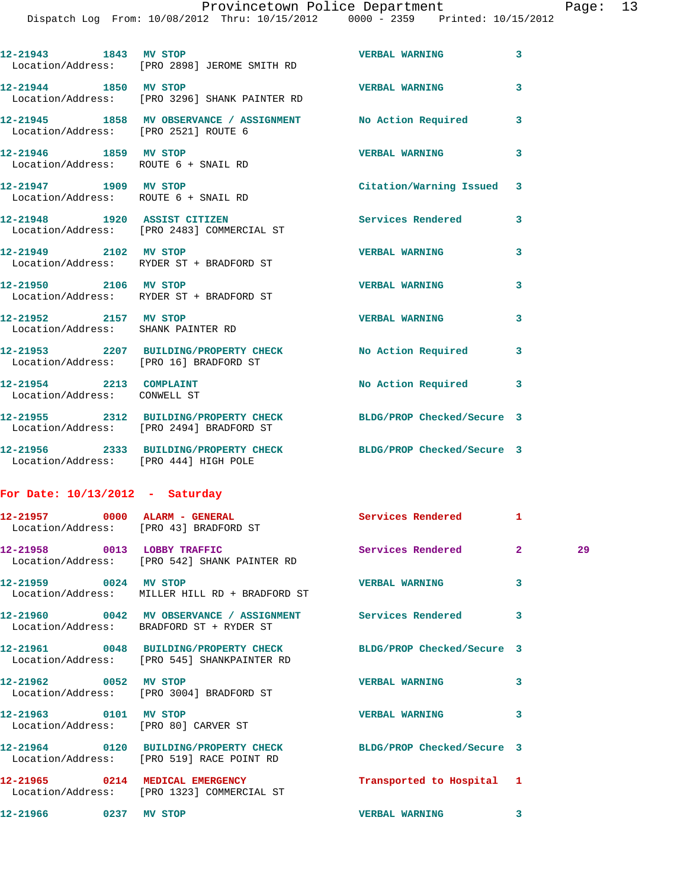12-21943 1843 MV STOP VERBAL WARNING 3
Location/Address: [PRO 2898] JEROME SMITH RD

12-21944 1850 MV STOP VERBAL WARNING 3
Location/Address: [PRO 3296] SHANK PAINTER RD

12-21945 1858 MV OBSERVANCE / ASSIGNMENT No Action Required 3
Location/Address: [PRO 2521] ROUTE 6

12-21946 1859 MV STOP VERBAL WARNING 3
Location/Address: ROUTE 6 + SNAIL RD

12-21947 1909 MV STOP Citation/Warning Issued 3
Location/Address: ROUTE 6 + SNAIL RD

12-21948 1920 ASSIST CITIZEN Services Rendered 3
Location/Address: [PRO 2483] COMMERCIAL ST

12-21949 2102 MV STOP VERBAL WARNING 3
Location/Address: RYDER ST + BRADFORD ST

12-21950 2106 MV STOP VERBAL WARNING 3
Location/Address: RYDER ST + BRADFORD ST

12-21952 2157 MV STOP VERBAL WARNING 3
Location/Address: SHANK PAINTER RD

12-21953 2207 BUILDING/PROPERTY CHECK No Action Required 3
Location/Address: [PRO 16] BRADFORD ST

12-21954 2213 COMPLAINT No Action Required 3
Location/Address: CONWELL ST

12-21955 2312 BUILDING/PROPERTY CHECK BLDG/PROP Checked/Secure 3
Location/Address: [PRO 2494] BRADFORD ST

12-21956 2333 BUILDING/PROPERTY CHECK BLDG/PROP Checked/Secure 3
Location/Address: [PRO 444] HIGH POLE

**For Date: 10/13/2012 - Saturday**

12-21957 0000 ALARM - GENERAL Services Rendered 1
Location/Address: [PRO 43] BRADFORD ST

12-21958 0013 LOBBY TRAFFIC Services Rendered 2 29
Location/Address: [PRO 542] SHANK PAINTER RD

12-21959 0024 MV STOP VERBAL WARNING 3
Location/Address: MILLER HILL RD + BRADFORD ST

12-21960 0042 MV OBSERVANCE / ASSIGNMENT Services Rendered 3
Location/Address: BRADFORD ST + RYDER ST

12-21961 0048 BUILDING/PROPERTY CHECK BLDG/PROP Checked/Secure 3
Location/Address: [PRO 545] SHANKPAINTER RD

12-21962 0052 MV STOP VERBAL WARNING 3
Location/Address: [PRO 3004] BRADFORD ST

12-21963 0101 MV STOP VERBAL WARNING 3
Location/Address: [PRO 80] CARVER ST

12-21964 0120 BUILDING/PROPERTY CHECK BLDG/PROP Checked/Secure 3
Location/Address: [PRO 519] RACE POINT RD

12-21965 0214 MEDICAL EMERGENCY Transported to Hospital 1
Location/Address: [PRO 1323] COMMERCIAL ST

12-21966 0237 MV STOP VERBAL WARNING 3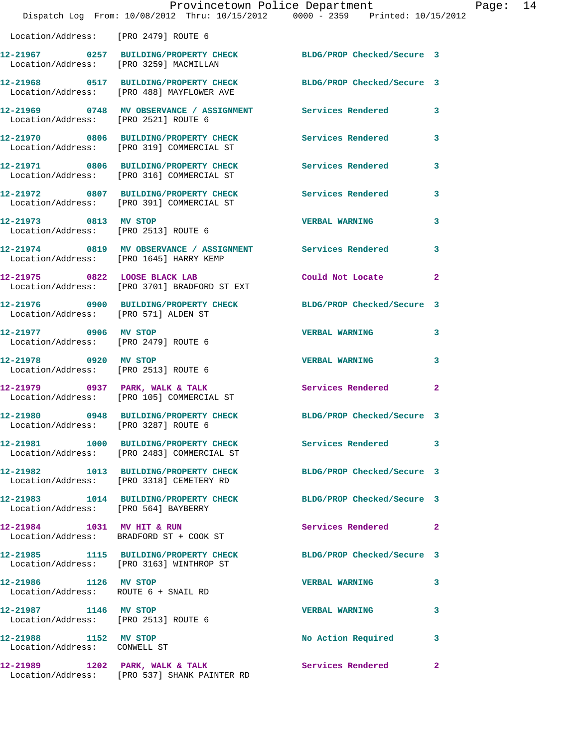Location/Address: [PRO 2479] ROUTE 6

| Call # | Time | Call Type | Action | Priority |
|---|---|---|---|---|
| 12-21967 | 0257 | BUILDING/PROPERTY CHECK | BLDG/PROP Checked/Secure | 3 |
| Location/Address: [PRO 3259] MACMILLAN | | | | |
| 12-21968 | 0517 | BUILDING/PROPERTY CHECK | BLDG/PROP Checked/Secure | 3 |
| Location/Address: [PRO 488] MAYFLOWER AVE | | | | |
| 12-21969 | 0748 | MV OBSERVANCE / ASSIGNMENT | Services Rendered | 3 |
| Location/Address: [PRO 2521] ROUTE 6 | | | | |
| 12-21970 | 0806 | BUILDING/PROPERTY CHECK | Services Rendered | 3 |
| Location/Address: [PRO 319] COMMERCIAL ST | | | | |
| 12-21971 | 0806 | BUILDING/PROPERTY CHECK | Services Rendered | 3 |
| Location/Address: [PRO 316] COMMERCIAL ST | | | | |
| 12-21972 | 0807 | BUILDING/PROPERTY CHECK | Services Rendered | 3 |
| Location/Address: [PRO 391] COMMERCIAL ST | | | | |
| 12-21973 | 0813 | MV STOP | VERBAL WARNING | 3 |
| Location/Address: [PRO 2513] ROUTE 6 | | | | |
| 12-21974 | 0819 | MV OBSERVANCE / ASSIGNMENT | Services Rendered | 3 |
| Location/Address: [PRO 1645] HARRY KEMP | | | | |
| 12-21975 | 0822 | LOOSE BLACK LAB | Could Not Locate | 2 |
| Location/Address: [PRO 3701] BRADFORD ST EXT | | | | |
| 12-21976 | 0900 | BUILDING/PROPERTY CHECK | BLDG/PROP Checked/Secure | 3 |
| Location/Address: [PRO 571] ALDEN ST | | | | |
| 12-21977 | 0906 | MV STOP | VERBAL WARNING | 3 |
| Location/Address: [PRO 2479] ROUTE 6 | | | | |
| 12-21978 | 0920 | MV STOP | VERBAL WARNING | 3 |
| Location/Address: [PRO 2513] ROUTE 6 | | | | |
| 12-21979 | 0937 | PARK, WALK & TALK | Services Rendered | 2 |
| Location/Address: [PRO 105] COMMERCIAL ST | | | | |
| 12-21980 | 0948 | BUILDING/PROPERTY CHECK | BLDG/PROP Checked/Secure | 3 |
| Location/Address: [PRO 3287] ROUTE 6 | | | | |
| 12-21981 | 1000 | BUILDING/PROPERTY CHECK | Services Rendered | 3 |
| Location/Address: [PRO 2483] COMMERCIAL ST | | | | |
| 12-21982 | 1013 | BUILDING/PROPERTY CHECK | BLDG/PROP Checked/Secure | 3 |
| Location/Address: [PRO 3318] CEMETERY RD | | | | |
| 12-21983 | 1014 | BUILDING/PROPERTY CHECK | BLDG/PROP Checked/Secure | 3 |
| Location/Address: [PRO 564] BAYBERRY | | | | |
| 12-21984 | 1031 | MV HIT & RUN | Services Rendered | 2 |
| Location/Address: BRADFORD ST + COOK ST | | | | |
| 12-21985 | 1115 | BUILDING/PROPERTY CHECK | BLDG/PROP Checked/Secure | 3 |
| Location/Address: [PRO 3163] WINTHROP ST | | | | |
| 12-21986 | 1126 | MV STOP | VERBAL WARNING | 3 |
| Location/Address: ROUTE 6 + SNAIL RD | | | | |
| 12-21987 | 1146 | MV STOP | VERBAL WARNING | 3 |
| Location/Address: [PRO 2513] ROUTE 6 | | | | |
| 12-21988 | 1152 | MV STOP | No Action Required | 3 |
| Location/Address: CONWELL ST | | | | |
| 12-21989 | 1202 | PARK, WALK & TALK | Services Rendered | 2 |
| Location/Address: [PRO 537] SHANK PAINTER RD | | | | |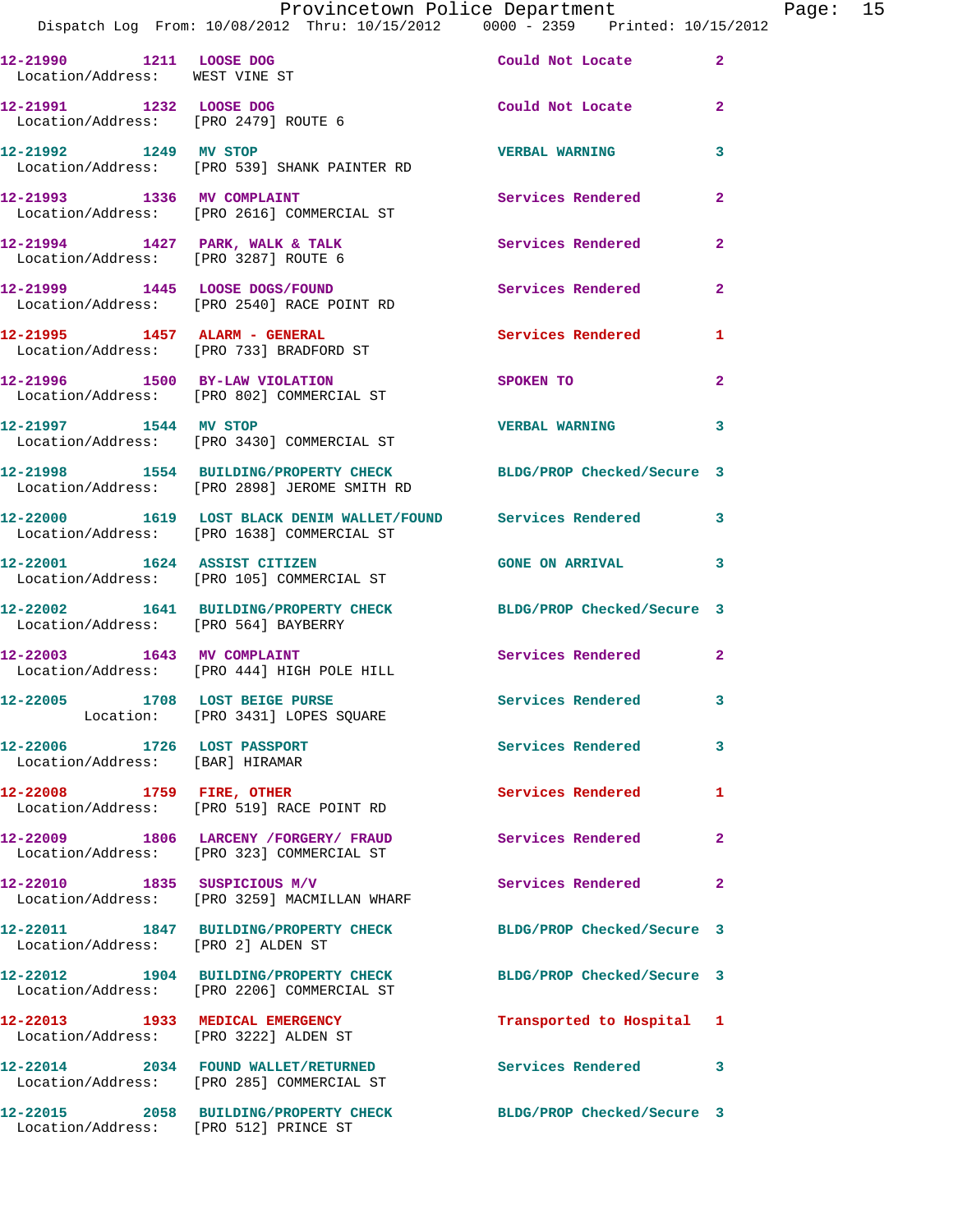12-21990 1211 LOOSE DOG Could Not Locate 2
Location/Address: WEST VINE ST

12-21991 1232 LOOSE DOG Could Not Locate 2
Location/Address: [PRO 2479] ROUTE 6

12-21992 1249 MV STOP VERBAL WARNING 3
Location/Address: [PRO 539] SHANK PAINTER RD

12-21993 1336 MV COMPLAINT Services Rendered 2
Location/Address: [PRO 2616] COMMERCIAL ST

12-21994 1427 PARK, WALK & TALK Services Rendered 2
Location/Address: [PRO 3287] ROUTE 6

12-21999 1445 LOOSE DOGS/FOUND Services Rendered 2
Location/Address: [PRO 2540] RACE POINT RD

12-21995 1457 ALARM - GENERAL Services Rendered 1
Location/Address: [PRO 733] BRADFORD ST

12-21996 1500 BY-LAW VIOLATION SPOKEN TO 2
Location/Address: [PRO 802] COMMERCIAL ST

12-21997 1544 MV STOP VERBAL WARNING 3
Location/Address: [PRO 3430] COMMERCIAL ST

12-21998 1554 BUILDING/PROPERTY CHECK BLDG/PROP Checked/Secure 3
Location/Address: [PRO 2898] JEROME SMITH RD

12-22000 1619 LOST BLACK DENIM WALLET/FOUND Services Rendered 3
Location/Address: [PRO 1638] COMMERCIAL ST

12-22001 1624 ASSIST CITIZEN GONE ON ARRIVAL 3
Location/Address: [PRO 105] COMMERCIAL ST

12-22002 1641 BUILDING/PROPERTY CHECK BLDG/PROP Checked/Secure 3
Location/Address: [PRO 564] BAYBERRY

12-22003 1643 MV COMPLAINT Services Rendered 2
Location/Address: [PRO 444] HIGH POLE HILL

12-22005 1708 LOST BEIGE PURSE Services Rendered 3
Location: [PRO 3431] LOPES SQUARE

12-22006 1726 LOST PASSPORT Services Rendered 3
Location/Address: [BAR] HIRAMAR

12-22008 1759 FIRE, OTHER Services Rendered 1
Location/Address: [PRO 519] RACE POINT RD

12-22009 1806 LARCENY /FORGERY/ FRAUD Services Rendered 2
Location/Address: [PRO 323] COMMERCIAL ST

12-22010 1835 SUSPICIOUS M/V Services Rendered 2
Location/Address: [PRO 3259] MACMILLAN WHARF

12-22011 1847 BUILDING/PROPERTY CHECK BLDG/PROP Checked/Secure 3
Location/Address: [PRO 2] ALDEN ST

12-22012 1904 BUILDING/PROPERTY CHECK BLDG/PROP Checked/Secure 3
Location/Address: [PRO 2206] COMMERCIAL ST

12-22013 1933 MEDICAL EMERGENCY Transported to Hospital 1
Location/Address: [PRO 3222] ALDEN ST

12-22014 2034 FOUND WALLET/RETURNED Services Rendered 3
Location/Address: [PRO 285] COMMERCIAL ST

12-22015 2058 BUILDING/PROPERTY CHECK BLDG/PROP Checked/Secure 3
Location/Address: [PRO 512] PRINCE ST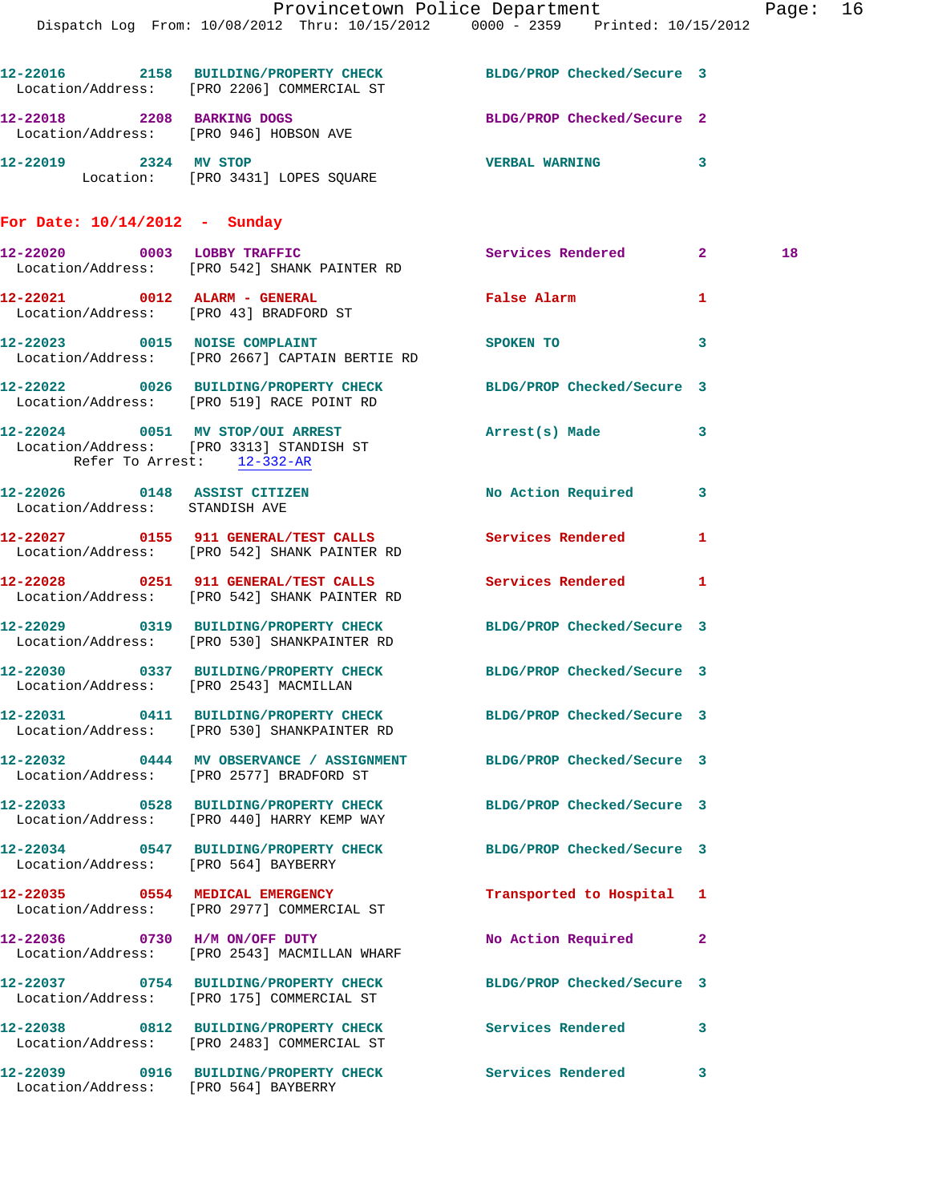12-22016 2158 BUILDING/PROPERTY CHECK BLDG/PROP Checked/Secure 3
Location/Address: [PRO 2206] COMMERCIAL ST

12-22018 2208 BARKING DOGS BLDG/PROP Checked/Secure 2
Location/Address: [PRO 946] HOBSON AVE

12-22019 2324 MV STOP VERBAL WARNING 3
Location: [PRO 3431] LOPES SQUARE

## For Date: 10/14/2012 - Sunday

12-22020 0003 LOBBY TRAFFIC Services Rendered 2 18
Location/Address: [PRO 542] SHANK PAINTER RD

12-22021 0012 ALARM - GENERAL False Alarm 1
Location/Address: [PRO 43] BRADFORD ST

12-22023 0015 NOISE COMPLAINT SPOKEN TO 3
Location/Address: [PRO 2667] CAPTAIN BERTIE RD

12-22022 0026 BUILDING/PROPERTY CHECK BLDG/PROP Checked/Secure 3
Location/Address: [PRO 519] RACE POINT RD

12-22024 0051 MV STOP/OUI ARREST Arrest(s) Made 3
Location/Address: [PRO 3313] STANDISH ST
Refer To Arrest: 12-332-AR

12-22026 0148 ASSIST CITIZEN No Action Required 3
Location/Address: STANDISH AVE

12-22027 0155 911 GENERAL/TEST CALLS Services Rendered 1
Location/Address: [PRO 542] SHANK PAINTER RD

12-22028 0251 911 GENERAL/TEST CALLS Services Rendered 1
Location/Address: [PRO 542] SHANK PAINTER RD

12-22029 0319 BUILDING/PROPERTY CHECK BLDG/PROP Checked/Secure 3
Location/Address: [PRO 530] SHANKPAINTER RD

12-22030 0337 BUILDING/PROPERTY CHECK BLDG/PROP Checked/Secure 3
Location/Address: [PRO 2543] MACMILLAN

12-22031 0411 BUILDING/PROPERTY CHECK BLDG/PROP Checked/Secure 3
Location/Address: [PRO 530] SHANKPAINTER RD

12-22032 0444 MV OBSERVANCE / ASSIGNMENT BLDG/PROP Checked/Secure 3
Location/Address: [PRO 2577] BRADFORD ST

12-22033 0528 BUILDING/PROPERTY CHECK BLDG/PROP Checked/Secure 3
Location/Address: [PRO 440] HARRY KEMP WAY

12-22034 0547 BUILDING/PROPERTY CHECK BLDG/PROP Checked/Secure 3
Location/Address: [PRO 564] BAYBERRY

12-22035 0554 MEDICAL EMERGENCY Transported to Hospital 1
Location/Address: [PRO 2977] COMMERCIAL ST

12-22036 0730 H/M ON/OFF DUTY No Action Required 2
Location/Address: [PRO 2543] MACMILLAN WHARF

12-22037 0754 BUILDING/PROPERTY CHECK BLDG/PROP Checked/Secure 3
Location/Address: [PRO 175] COMMERCIAL ST

12-22038 0812 BUILDING/PROPERTY CHECK Services Rendered 3
Location/Address: [PRO 2483] COMMERCIAL ST

12-22039 0916 BUILDING/PROPERTY CHECK Services Rendered 3
Location/Address: [PRO 564] BAYBERRY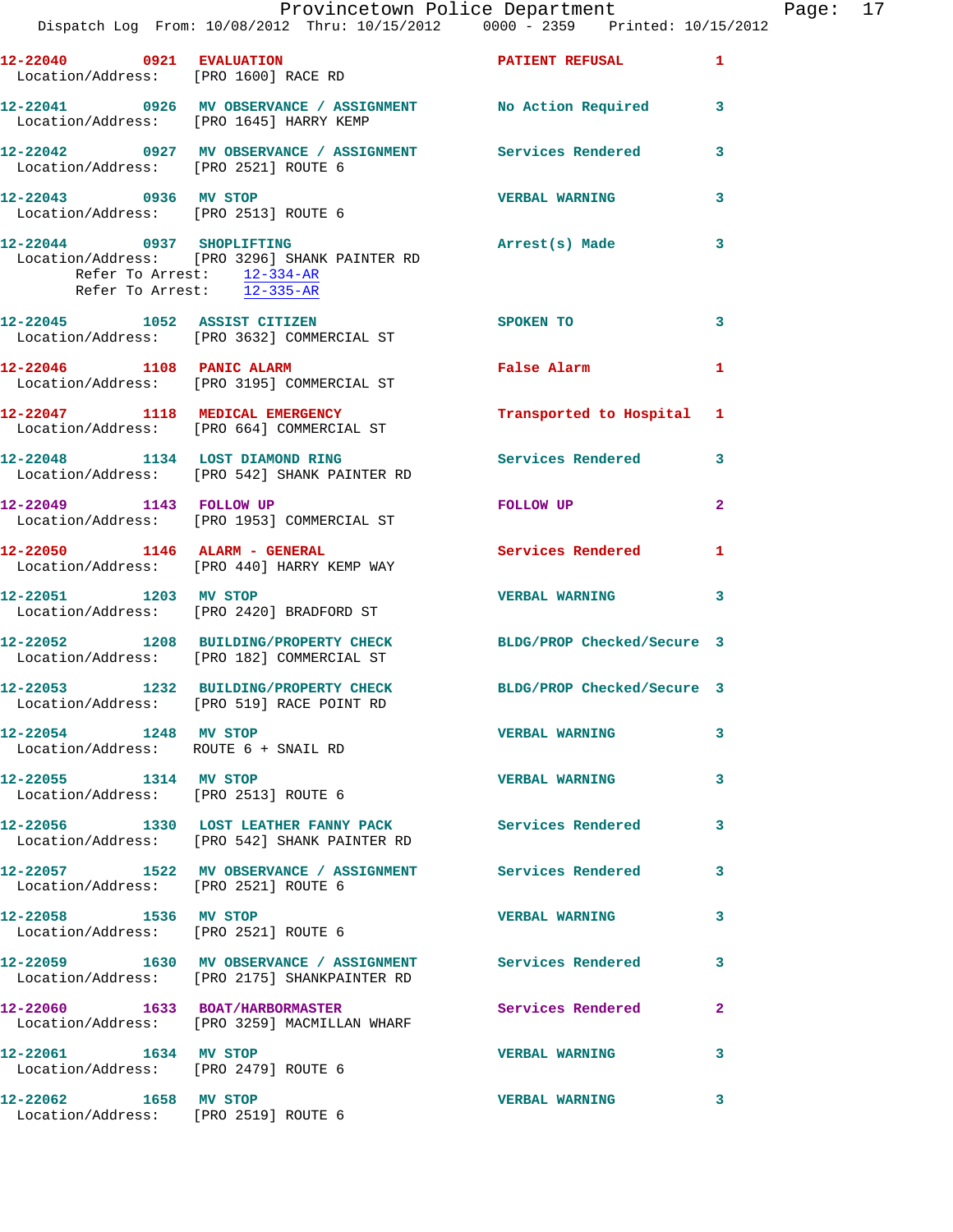12-22040 0921 EVALUATION PATIENT REFUSAL 1
Location/Address: [PRO 1600] RACE RD

12-22041 0926 MV OBSERVANCE / ASSIGNMENT No Action Required 3
Location/Address: [PRO 1645] HARRY KEMP

12-22042 0927 MV OBSERVANCE / ASSIGNMENT Services Rendered 3
Location/Address: [PRO 2521] ROUTE 6

12-22043 0936 MV STOP VERBAL WARNING 3
Location/Address: [PRO 2513] ROUTE 6

12-22044 0937 SHOPLIFTING Arrest(s) Made 3
Location/Address: [PRO 3296] SHANK PAINTER RD
Refer To Arrest: 12-334-AR
Refer To Arrest: 12-335-AR

12-22045 1052 ASSIST CITIZEN SPOKEN TO 3
Location/Address: [PRO 3632] COMMERCIAL ST

12-22046 1108 PANIC ALARM False Alarm 1
Location/Address: [PRO 3195] COMMERCIAL ST

12-22047 1118 MEDICAL EMERGENCY Transported to Hospital 1
Location/Address: [PRO 664] COMMERCIAL ST

12-22048 1134 LOST DIAMOND RING Services Rendered 3
Location/Address: [PRO 542] SHANK PAINTER RD

12-22049 1143 FOLLOW UP FOLLOW UP 2
Location/Address: [PRO 1953] COMMERCIAL ST

12-22050 1146 ALARM - GENERAL Services Rendered 1
Location/Address: [PRO 440] HARRY KEMP WAY

12-22051 1203 MV STOP VERBAL WARNING 3
Location/Address: [PRO 2420] BRADFORD ST

12-22052 1208 BUILDING/PROPERTY CHECK BLDG/PROP Checked/Secure 3
Location/Address: [PRO 182] COMMERCIAL ST

12-22053 1232 BUILDING/PROPERTY CHECK BLDG/PROP Checked/Secure 3
Location/Address: [PRO 519] RACE POINT RD

12-22054 1248 MV STOP VERBAL WARNING 3
Location/Address: ROUTE 6 + SNAIL RD

12-22055 1314 MV STOP VERBAL WARNING 3
Location/Address: [PRO 2513] ROUTE 6

12-22056 1330 LOST LEATHER FANNY PACK Services Rendered 3
Location/Address: [PRO 542] SHANK PAINTER RD

12-22057 1522 MV OBSERVANCE / ASSIGNMENT Services Rendered 3
Location/Address: [PRO 2521] ROUTE 6

12-22058 1536 MV STOP VERBAL WARNING 3
Location/Address: [PRO 2521] ROUTE 6

12-22059 1630 MV OBSERVANCE / ASSIGNMENT Services Rendered 3
Location/Address: [PRO 2175] SHANKPAINTER RD

12-22060 1633 BOAT/HARBORMASTER Services Rendered 2
Location/Address: [PRO 3259] MACMILLAN WHARF

12-22061 1634 MV STOP VERBAL WARNING 3
Location/Address: [PRO 2479] ROUTE 6

12-22062 1658 MV STOP VERBAL WARNING 3
Location/Address: [PRO 2519] ROUTE 6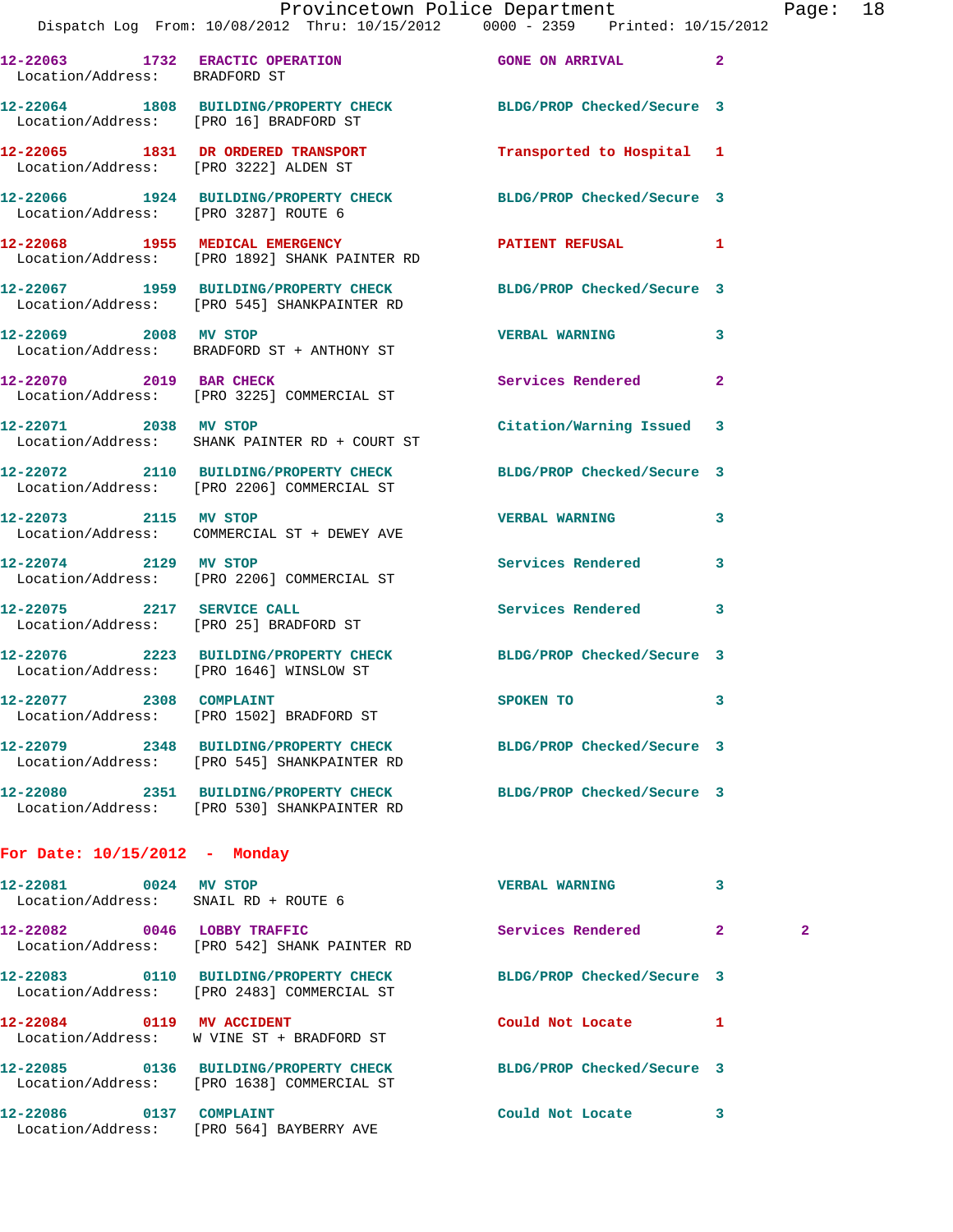12-22063 1732 ERACTIC OPERATION GONE ON ARRIVAL 2
Location/Address: BRADFORD ST

12-22064 1808 BUILDING/PROPERTY CHECK BLDG/PROP Checked/Secure 3
Location/Address: [PRO 16] BRADFORD ST

12-22065 1831 DR ORDERED TRANSPORT Transported to Hospital 1
Location/Address: [PRO 3222] ALDEN ST

12-22066 1924 BUILDING/PROPERTY CHECK BLDG/PROP Checked/Secure 3
Location/Address: [PRO 3287] ROUTE 6

12-22068 1955 MEDICAL EMERGENCY PATIENT REFUSAL 1
Location/Address: [PRO 1892] SHANK PAINTER RD

12-22067 1959 BUILDING/PROPERTY CHECK BLDG/PROP Checked/Secure 3
Location/Address: [PRO 545] SHANKPAINTER RD

12-22069 2008 MV STOP VERBAL WARNING 3
Location/Address: BRADFORD ST + ANTHONY ST

12-22070 2019 BAR CHECK Services Rendered 2
Location/Address: [PRO 3225] COMMERCIAL ST

12-22071 2038 MV STOP Citation/Warning Issued 3
Location/Address: SHANK PAINTER RD + COURT ST

12-22072 2110 BUILDING/PROPERTY CHECK BLDG/PROP Checked/Secure 3
Location/Address: [PRO 2206] COMMERCIAL ST

12-22073 2115 MV STOP VERBAL WARNING 3
Location/Address: COMMERCIAL ST + DEWEY AVE

12-22074 2129 MV STOP Services Rendered 3
Location/Address: [PRO 2206] COMMERCIAL ST

12-22075 2217 SERVICE CALL Services Rendered 3
Location/Address: [PRO 25] BRADFORD ST

12-22076 2223 BUILDING/PROPERTY CHECK BLDG/PROP Checked/Secure 3
Location/Address: [PRO 1646] WINSLOW ST

12-22077 2308 COMPLAINT SPOKEN TO 3
Location/Address: [PRO 1502] BRADFORD ST

12-22079 2348 BUILDING/PROPERTY CHECK BLDG/PROP Checked/Secure 3
Location/Address: [PRO 545] SHANKPAINTER RD

12-22080 2351 BUILDING/PROPERTY CHECK BLDG/PROP Checked/Secure 3
Location/Address: [PRO 530] SHANKPAINTER RD

**For Date: 10/15/2012 - Monday**

12-22081 0024 MV STOP VERBAL WARNING 3
Location/Address: SNAIL RD + ROUTE 6

12-22082 0046 LOBBY TRAFFIC Services Rendered 2 2
Location/Address: [PRO 542] SHANK PAINTER RD

12-22083 0110 BUILDING/PROPERTY CHECK BLDG/PROP Checked/Secure 3
Location/Address: [PRO 2483] COMMERCIAL ST

12-22084 0119 MV ACCIDENT Could Not Locate 1
Location/Address: W VINE ST + BRADFORD ST

12-22085 0136 BUILDING/PROPERTY CHECK BLDG/PROP Checked/Secure 3
Location/Address: [PRO 1638] COMMERCIAL ST

12-22086 0137 COMPLAINT Could Not Locate 3
Location/Address: [PRO 564] BAYBERRY AVE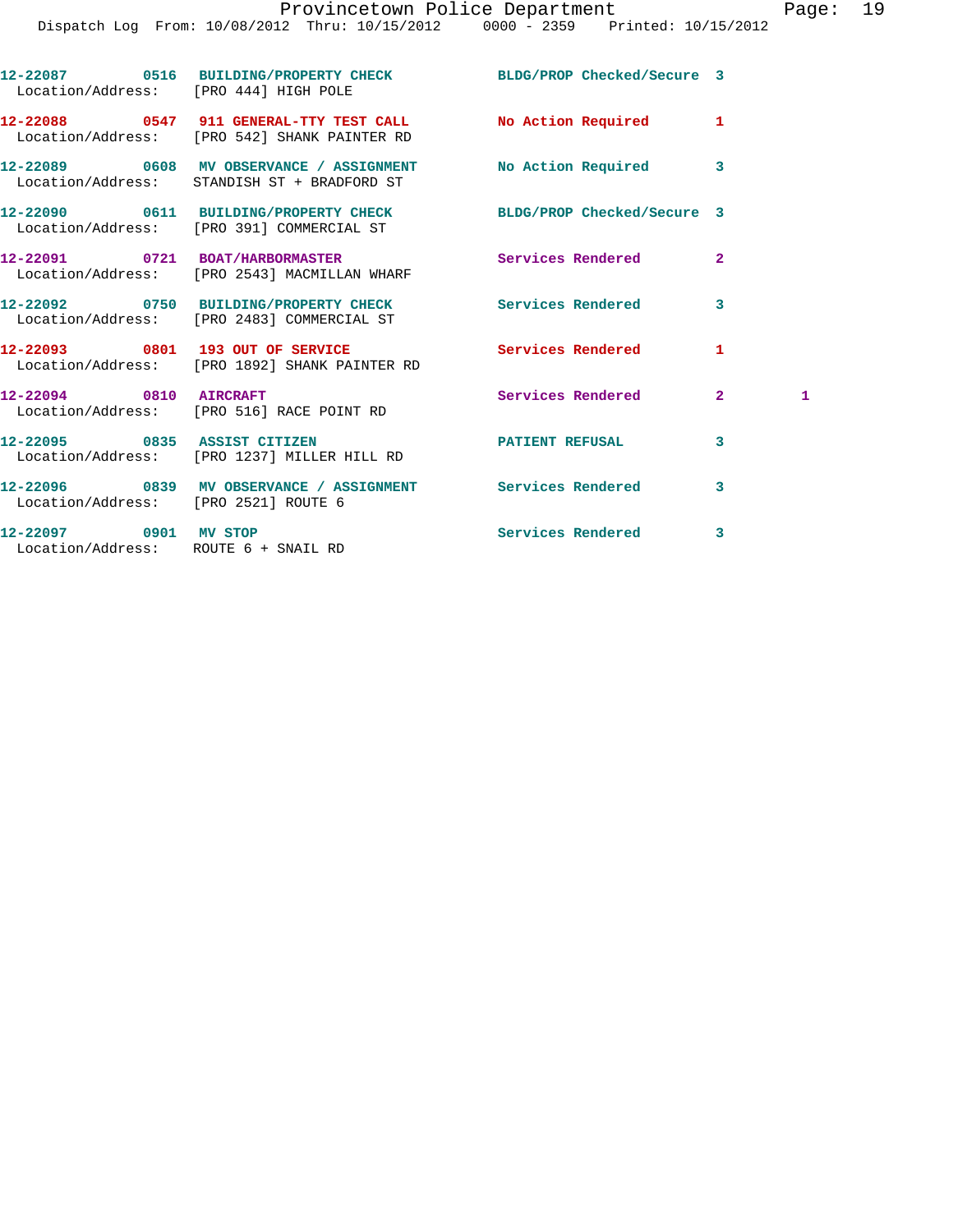| | | | | | |
|---|---|---|---|---|---|
| 12-22087 | 0516 | BUILDING/PROPERTY CHECK | BLDG/PROP Checked/Secure | 3 | |
| Location/Address: | | [PRO 444] HIGH POLE | | | |
| 12-22088 | 0547 | 911 GENERAL-TTY TEST CALL | No Action Required | 1 | |
| Location/Address: | | [PRO 542] SHANK PAINTER RD | | | |
| 12-22089 | 0608 | MV OBSERVANCE / ASSIGNMENT | No Action Required | 3 | |
| Location/Address: | | STANDISH ST + BRADFORD ST | | | |
| 12-22090 | 0611 | BUILDING/PROPERTY CHECK | BLDG/PROP Checked/Secure | 3 | |
| Location/Address: | | [PRO 391] COMMERCIAL ST | | | |
| 12-22091 | 0721 | BOAT/HARBORMASTER | Services Rendered | 2 | |
| Location/Address: | | [PRO 2543] MACMILLAN WHARF | | | |
| 12-22092 | 0750 | BUILDING/PROPERTY CHECK | Services Rendered | 3 | |
| Location/Address: | | [PRO 2483] COMMERCIAL ST | | | |
| 12-22093 | 0801 | 193 OUT OF SERVICE | Services Rendered | 1 | |
| Location/Address: | | [PRO 1892] SHANK PAINTER RD | | | |
| 12-22094 | 0810 | AIRCRAFT | Services Rendered | 2 | 1 |
| Location/Address: | | [PRO 516] RACE POINT RD | | | |
| 12-22095 | 0835 | ASSIST CITIZEN | PATIENT REFUSAL | 3 | |
| Location/Address: | | [PRO 1237] MILLER HILL RD | | | |
| 12-22096 | 0839 | MV OBSERVANCE / ASSIGNMENT | Services Rendered | 3 | |
| Location/Address: | | [PRO 2521] ROUTE 6 | | | |
| 12-22097 | 0901 | MV STOP | Services Rendered | 3 | |
| Location/Address: | | ROUTE 6 + SNAIL RD | | | |